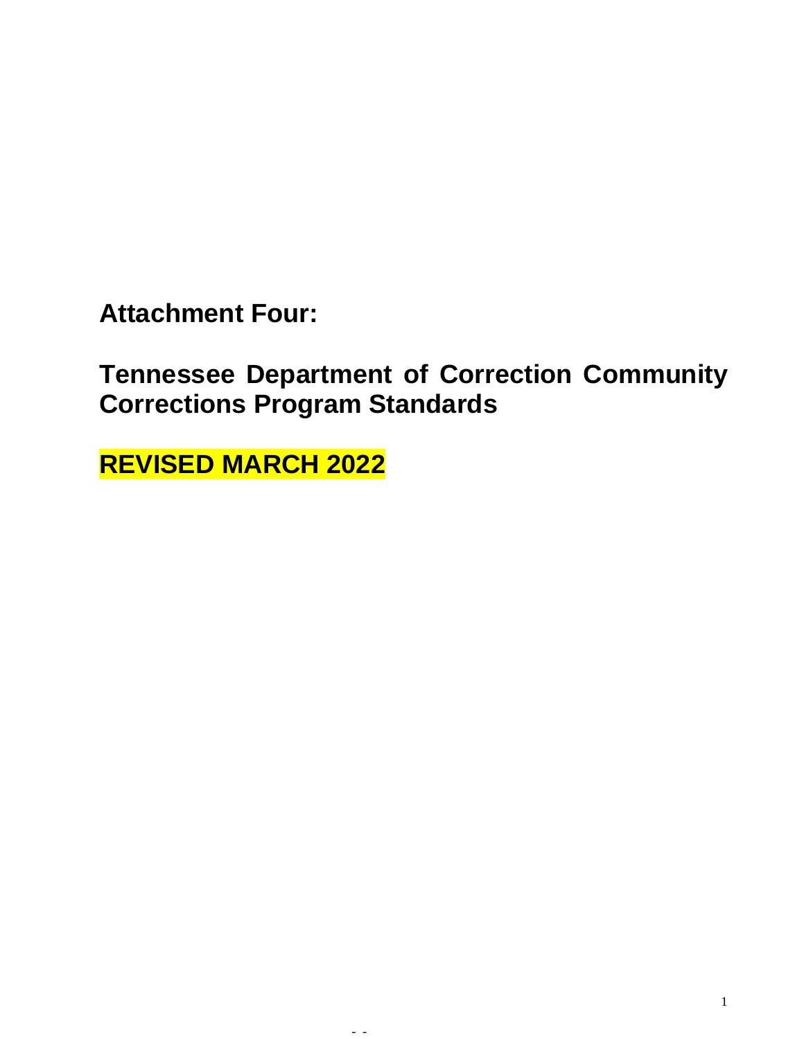# Attachment Four:

# Tennessee Department of Correction Community Corrections Program Standards

# REVISED MARCH 2022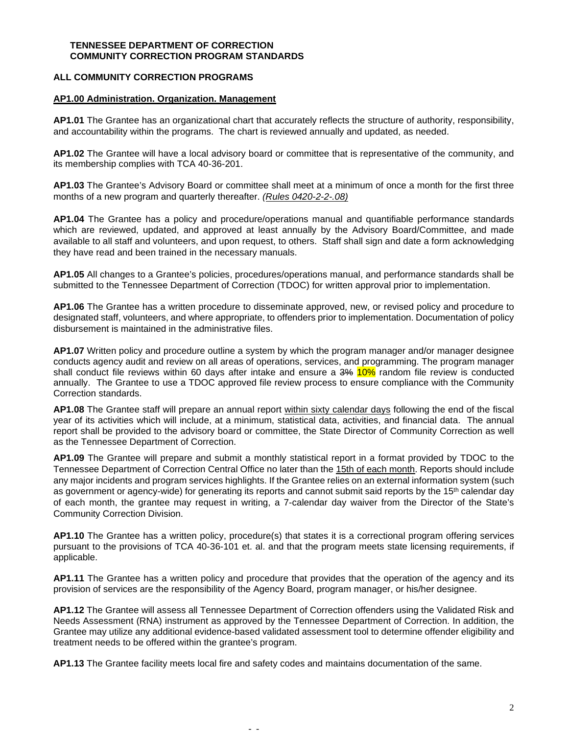**TENNESSEE DEPARTMENT OF CORRECTION**
**COMMUNITY CORRECTION PROGRAM STANDARDS**

**ALL COMMUNITY CORRECTION PROGRAMS**

**AP1.00 Administration. Organization. Management**

**AP1.01** The Grantee has an organizational chart that accurately reflects the structure of authority, responsibility, and accountability within the programs. The chart is reviewed annually and updated, as needed.

**AP1.02** The Grantee will have a local advisory board or committee that is representative of the community, and its membership complies with TCA 40-36-201.

**AP1.03** The Grantee's Advisory Board or committee shall meet at a minimum of once a month for the first three months of a new program and quarterly thereafter. *(Rules 0420-2-2-.08)*

**AP1.04** The Grantee has a policy and procedure/operations manual and quantifiable performance standards which are reviewed, updated, and approved at least annually by the Advisory Board/Committee, and made available to all staff and volunteers, and upon request, to others. Staff shall sign and date a form acknowledging they have read and been trained in the necessary manuals.

**AP1.05** All changes to a Grantee's policies, procedures/operations manual, and performance standards shall be submitted to the Tennessee Department of Correction (TDOC) for written approval prior to implementation.

**AP1.06** The Grantee has a written procedure to disseminate approved, new, or revised policy and procedure to designated staff, volunteers, and where appropriate, to offenders prior to implementation. Documentation of policy disbursement is maintained in the administrative files.

**AP1.07** Written policy and procedure outline a system by which the program manager and/or manager designee conducts agency audit and review on all areas of operations, services, and programming. The program manager shall conduct file reviews within 60 days after intake and ensure a ~~3%~~ 10% random file review is conducted annually. The Grantee to use a TDOC approved file review process to ensure compliance with the Community Correction standards.

**AP1.08** The Grantee staff will prepare an annual report within sixty calendar days following the end of the fiscal year of its activities which will include, at a minimum, statistical data, activities, and financial data. The annual report shall be provided to the advisory board or committee, the State Director of Community Correction as well as the Tennessee Department of Correction.

**AP1.09** The Grantee will prepare and submit a monthly statistical report in a format provided by TDOC to the Tennessee Department of Correction Central Office no later than the 15th of each month. Reports should include any major incidents and program services highlights. If the Grantee relies on an external information system (such as government or agency-wide) for generating its reports and cannot submit said reports by the 15th calendar day of each month, the grantee may request in writing, a 7-calendar day waiver from the Director of the State's Community Correction Division.

**AP1.10** The Grantee has a written policy, procedure(s) that states it is a correctional program offering services pursuant to the provisions of TCA 40-36-101 et. al. and that the program meets state licensing requirements, if applicable.

**AP1.11** The Grantee has a written policy and procedure that provides that the operation of the agency and its provision of services are the responsibility of the Agency Board, program manager, or his/her designee.

**AP1.12** The Grantee will assess all Tennessee Department of Correction offenders using the Validated Risk and Needs Assessment (RNA) instrument as approved by the Tennessee Department of Correction. In addition, the Grantee may utilize any additional evidence-based validated assessment tool to determine offender eligibility and treatment needs to be offered within the grantee's program.

**AP1.13** The Grantee facility meets local fire and safety codes and maintains documentation of the same.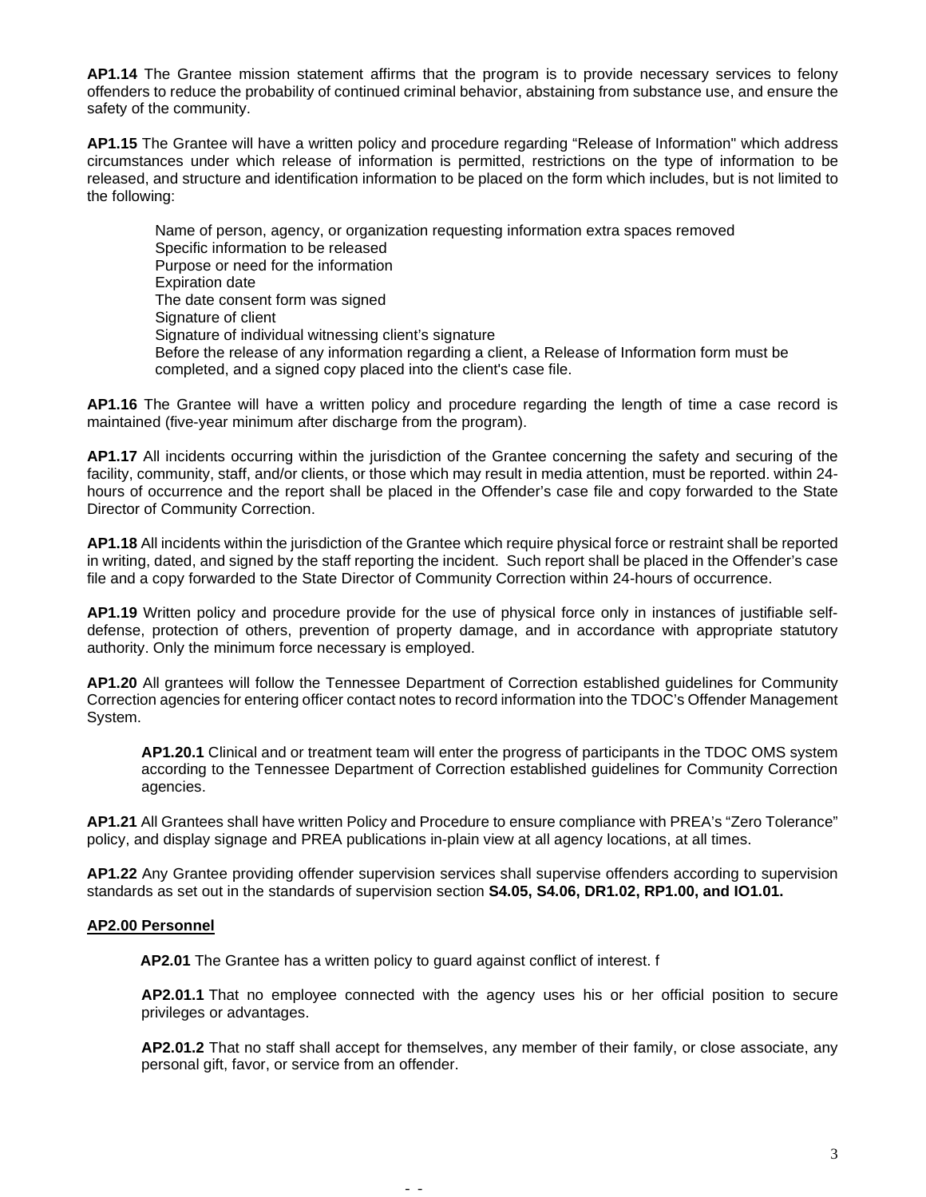**AP1.14** The Grantee mission statement affirms that the program is to provide necessary services to felony offenders to reduce the probability of continued criminal behavior, abstaining from substance use, and ensure the safety of the community.

**AP1.15** The Grantee will have a written policy and procedure regarding "Release of Information" which address circumstances under which release of information is permitted, restrictions on the type of information to be released, and structure and identification information to be placed on the form which includes, but is not limited to the following:

> Name of person, agency, or organization requesting information extra spaces removed
> Specific information to be released
> Purpose or need for the information
> Expiration date
> The date consent form was signed
> Signature of client
> Signature of individual witnessing client's signature
> Before the release of any information regarding a client, a Release of Information form must be completed, and a signed copy placed into the client's case file.

**AP1.16** The Grantee will have a written policy and procedure regarding the length of time a case record is maintained (five-year minimum after discharge from the program).

**AP1.17** All incidents occurring within the jurisdiction of the Grantee concerning the safety and securing of the facility, community, staff, and/or clients, or those which may result in media attention, must be reported. within 24-hours of occurrence and the report shall be placed in the Offender's case file and copy forwarded to the State Director of Community Correction.

**AP1.18** All incidents within the jurisdiction of the Grantee which require physical force or restraint shall be reported in writing, dated, and signed by the staff reporting the incident. Such report shall be placed in the Offender's case file and a copy forwarded to the State Director of Community Correction within 24-hours of occurrence.

**AP1.19** Written policy and procedure provide for the use of physical force only in instances of justifiable self-defense, protection of others, prevention of property damage, and in accordance with appropriate statutory authority. Only the minimum force necessary is employed.

**AP1.20** All grantees will follow the Tennessee Department of Correction established guidelines for Community Correction agencies for entering officer contact notes to record information into the TDOC's Offender Management System.

> **AP1.20.1** Clinical and or treatment team will enter the progress of participants in the TDOC OMS system according to the Tennessee Department of Correction established guidelines for Community Correction agencies.

**AP1.21** All Grantees shall have written Policy and Procedure to ensure compliance with PREA's "Zero Tolerance" policy, and display signage and PREA publications in-plain view at all agency locations, at all times.

**AP1.22** Any Grantee providing offender supervision services shall supervise offenders according to supervision standards as set out in the standards of supervision section **S4.05, S4.06, DR1.02, RP1.00, and IO1.01.**

## AP2.00 Personnel

**AP2.01** The Grantee has a written policy to guard against conflict of interest. f

> **AP2.01.1** That no employee connected with the agency uses his or her official position to secure privileges or advantages.
>
> **AP2.01.2** That no staff shall accept for themselves, any member of their family, or close associate, any personal gift, favor, or service from an offender.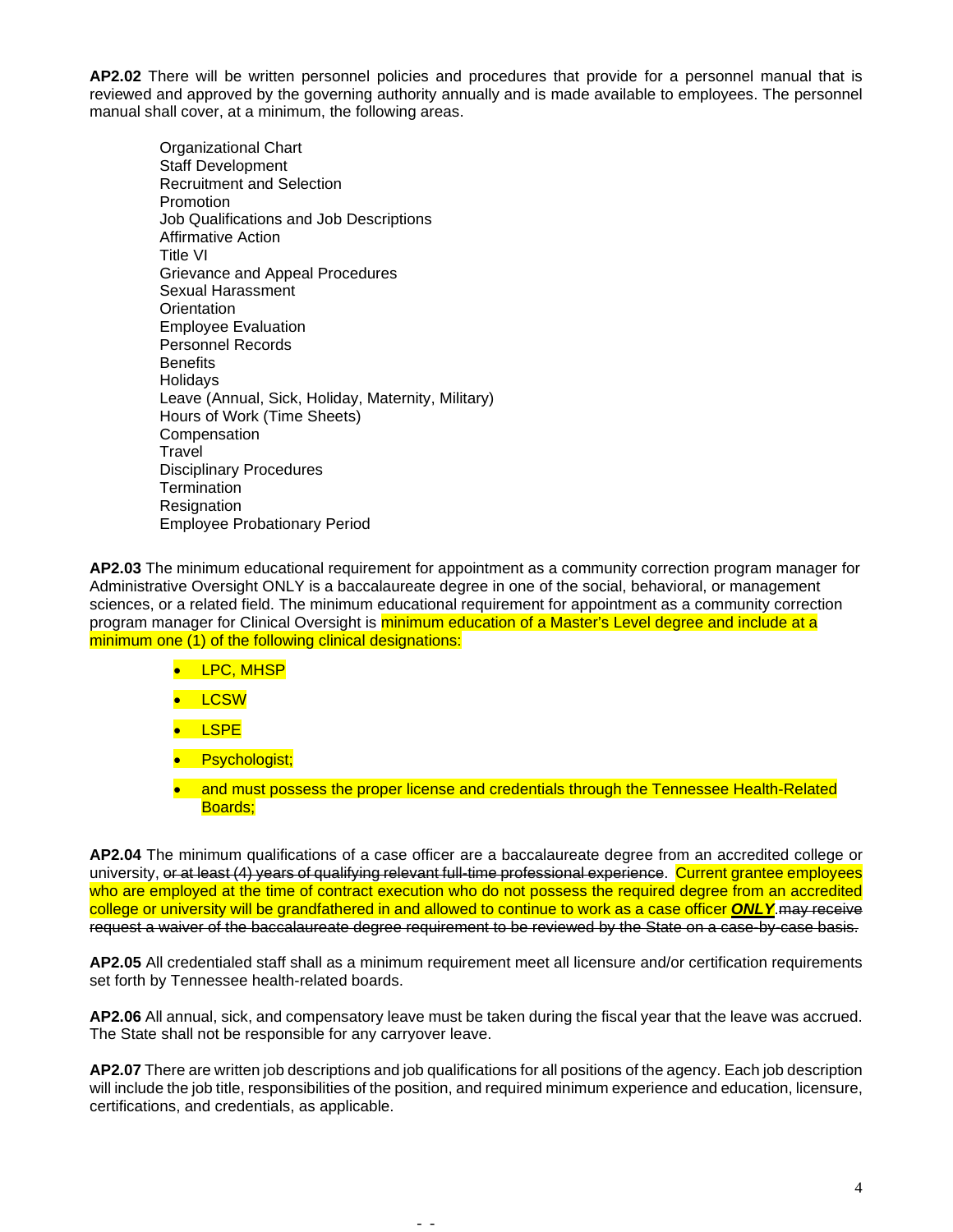**AP2.02** There will be written personnel policies and procedures that provide for a personnel manual that is reviewed and approved by the governing authority annually and is made available to employees. The personnel manual shall cover, at a minimum, the following areas.

Organizational Chart
Staff Development
Recruitment and Selection
Promotion
Job Qualifications and Job Descriptions
Affirmative Action
Title VI
Grievance and Appeal Procedures
Sexual Harassment
Orientation
Employee Evaluation
Personnel Records
Benefits
Holidays
Leave (Annual, Sick, Holiday, Maternity, Military)
Hours of Work (Time Sheets)
Compensation
Travel
Disciplinary Procedures
Termination
Resignation
Employee Probationary Period

**AP2.03** The minimum educational requirement for appointment as a community correction program manager for Administrative Oversight ONLY is a baccalaureate degree in one of the social, behavioral, or management sciences, or a related field. The minimum educational requirement for appointment as a community correction program manager for Clinical Oversight is minimum education of a Master's Level degree and include at a minimum one (1) of the following clinical designations:

- LPC, MHSP
- LCSW
- LSPE
- Psychologist;
- and must possess the proper license and credentials through the Tennessee Health-Related Boards;

**AP2.04** The minimum qualifications of a case officer are a baccalaureate degree from an accredited college or university, ~~or at least (4) years of qualifying relevant full-time professional experience~~. Current grantee employees who are employed at the time of contract execution who do not possess the required degree from an accredited college or university will be grandfathered in and allowed to continue to work as a case officer ***ONLY***.~~may receive request a waiver of the baccalaureate degree requirement to be reviewed by the State on a case-by-case basis.~~

**AP2.05** All credentialed staff shall as a minimum requirement meet all licensure and/or certification requirements set forth by Tennessee health-related boards.

**AP2.06** All annual, sick, and compensatory leave must be taken during the fiscal year that the leave was accrued. The State shall not be responsible for any carryover leave.

**AP2.07** There are written job descriptions and job qualifications for all positions of the agency. Each job description will include the job title, responsibilities of the position, and required minimum experience and education, licensure, certifications, and credentials, as applicable.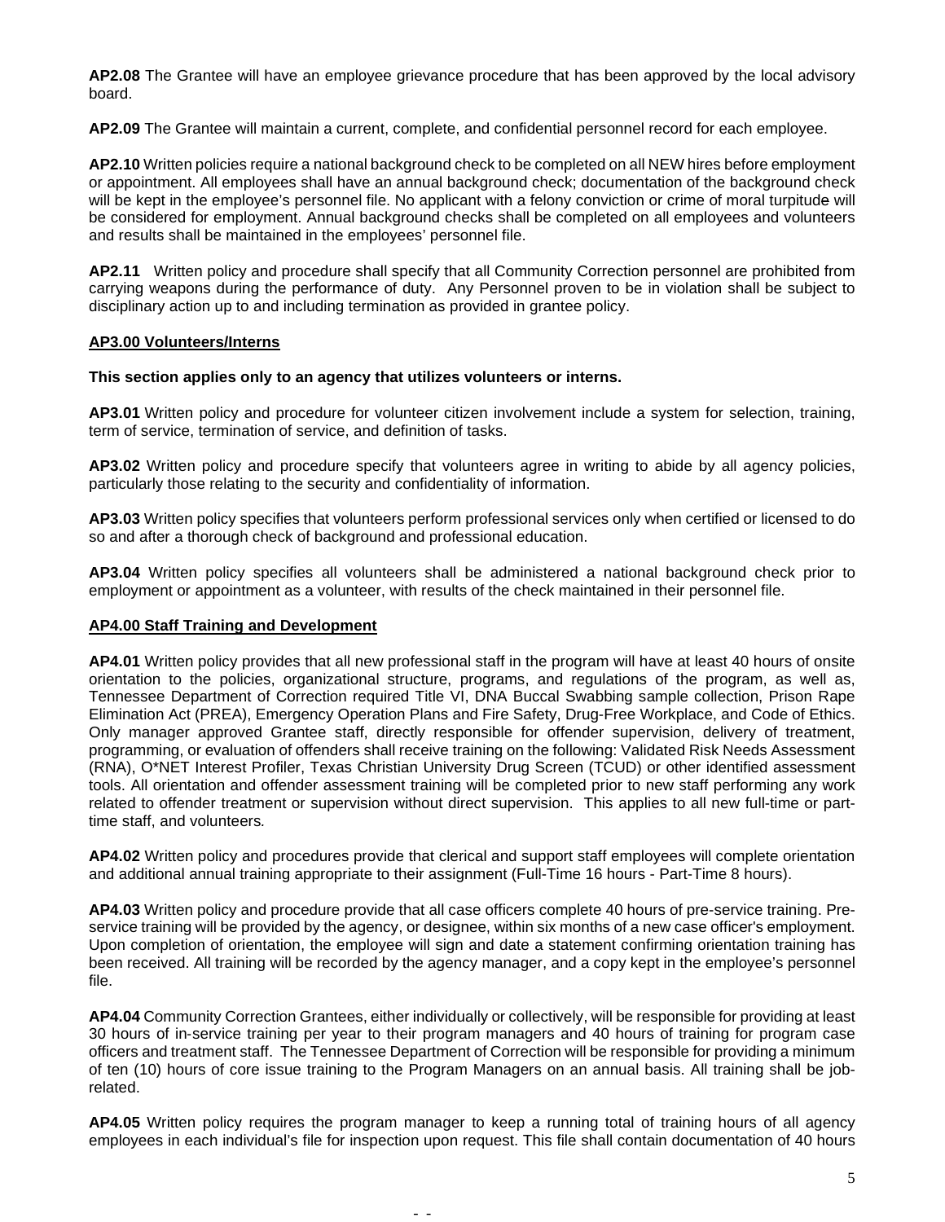**AP2.08** The Grantee will have an employee grievance procedure that has been approved by the local advisory board.

**AP2.09** The Grantee will maintain a current, complete, and confidential personnel record for each employee.

**AP2.10** Written policies require a national background check to be completed on all NEW hires before employment or appointment. All employees shall have an annual background check; documentation of the background check will be kept in the employee's personnel file. No applicant with a felony conviction or crime of moral turpitude will be considered for employment. Annual background checks shall be completed on all employees and volunteers and results shall be maintained in the employees' personnel file.

**AP2.11** Written policy and procedure shall specify that all Community Correction personnel are prohibited from carrying weapons during the performance of duty. Any Personnel proven to be in violation shall be subject to disciplinary action up to and including termination as provided in grantee policy.

## AP3.00 Volunteers/Interns

**This section applies only to an agency that utilizes volunteers or interns.**

**AP3.01** Written policy and procedure for volunteer citizen involvement include a system for selection, training, term of service, termination of service, and definition of tasks.

**AP3.02** Written policy and procedure specify that volunteers agree in writing to abide by all agency policies, particularly those relating to the security and confidentiality of information.

**AP3.03** Written policy specifies that volunteers perform professional services only when certified or licensed to do so and after a thorough check of background and professional education.

**AP3.04** Written policy specifies all volunteers shall be administered a national background check prior to employment or appointment as a volunteer, with results of the check maintained in their personnel file.

## AP4.00 Staff Training and Development

**AP4.01** Written policy provides that all new professional staff in the program will have at least 40 hours of onsite orientation to the policies, organizational structure, programs, and regulations of the program, as well as, Tennessee Department of Correction required Title VI, DNA Buccal Swabbing sample collection, Prison Rape Elimination Act (PREA), Emergency Operation Plans and Fire Safety, Drug-Free Workplace, and Code of Ethics. Only manager approved Grantee staff, directly responsible for offender supervision, delivery of treatment, programming, or evaluation of offenders shall receive training on the following: Validated Risk Needs Assessment (RNA), O*NET Interest Profiler, Texas Christian University Drug Screen (TCUD) or other identified assessment tools. All orientation and offender assessment training will be completed prior to new staff performing any work related to offender treatment or supervision without direct supervision. This applies to all new full-time or part-time staff, and volunteers.

**AP4.02** Written policy and procedures provide that clerical and support staff employees will complete orientation and additional annual training appropriate to their assignment (Full-Time 16 hours - Part-Time 8 hours).

**AP4.03** Written policy and procedure provide that all case officers complete 40 hours of pre-service training. Pre-service training will be provided by the agency, or designee, within six months of a new case officer's employment. Upon completion of orientation, the employee will sign and date a statement confirming orientation training has been received. All training will be recorded by the agency manager, and a copy kept in the employee's personnel file.

**AP4.04** Community Correction Grantees, either individually or collectively, will be responsible for providing at least 30 hours of in-service training per year to their program managers and 40 hours of training for program case officers and treatment staff. The Tennessee Department of Correction will be responsible for providing a minimum of ten (10) hours of core issue training to the Program Managers on an annual basis. All training shall be job-related.

**AP4.05** Written policy requires the program manager to keep a running total of training hours of all agency employees in each individual's file for inspection upon request. This file shall contain documentation of 40 hours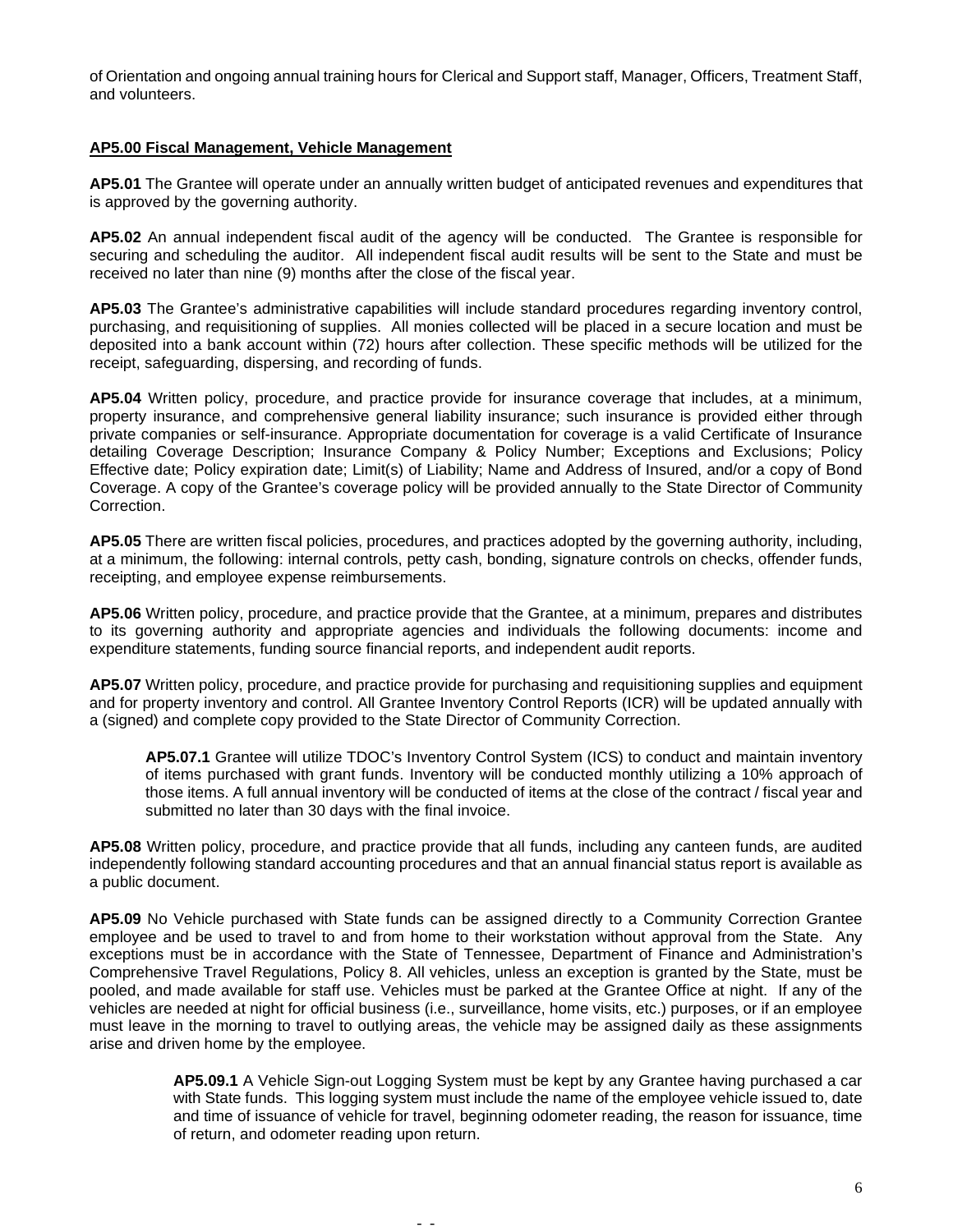of Orientation and ongoing annual training hours for Clerical and Support staff, Manager, Officers, Treatment Staff, and volunteers.

**AP5.00 Fiscal Management, Vehicle Management**

**AP5.01** The Grantee will operate under an annually written budget of anticipated revenues and expenditures that is approved by the governing authority.

**AP5.02** An annual independent fiscal audit of the agency will be conducted. The Grantee is responsible for securing and scheduling the auditor. All independent fiscal audit results will be sent to the State and must be received no later than nine (9) months after the close of the fiscal year.

**AP5.03** The Grantee's administrative capabilities will include standard procedures regarding inventory control, purchasing, and requisitioning of supplies. All monies collected will be placed in a secure location and must be deposited into a bank account within (72) hours after collection. These specific methods will be utilized for the receipt, safeguarding, dispersing, and recording of funds.

**AP5.04** Written policy, procedure, and practice provide for insurance coverage that includes, at a minimum, property insurance, and comprehensive general liability insurance; such insurance is provided either through private companies or self-insurance. Appropriate documentation for coverage is a valid Certificate of Insurance detailing Coverage Description; Insurance Company & Policy Number; Exceptions and Exclusions; Policy Effective date; Policy expiration date; Limit(s) of Liability; Name and Address of Insured, and/or a copy of Bond Coverage. A copy of the Grantee's coverage policy will be provided annually to the State Director of Community Correction.

**AP5.05** There are written fiscal policies, procedures, and practices adopted by the governing authority, including, at a minimum, the following: internal controls, petty cash, bonding, signature controls on checks, offender funds, receipting, and employee expense reimbursements.

**AP5.06** Written policy, procedure, and practice provide that the Grantee, at a minimum, prepares and distributes to its governing authority and appropriate agencies and individuals the following documents: income and expenditure statements, funding source financial reports, and independent audit reports.

**AP5.07** Written policy, procedure, and practice provide for purchasing and requisitioning supplies and equipment and for property inventory and control. All Grantee Inventory Control Reports (ICR) will be updated annually with a (signed) and complete copy provided to the State Director of Community Correction.

> **AP5.07.1** Grantee will utilize TDOC's Inventory Control System (ICS) to conduct and maintain inventory of items purchased with grant funds. Inventory will be conducted monthly utilizing a 10% approach of those items. A full annual inventory will be conducted of items at the close of the contract / fiscal year and submitted no later than 30 days with the final invoice.

**AP5.08** Written policy, procedure, and practice provide that all funds, including any canteen funds, are audited independently following standard accounting procedures and that an annual financial status report is available as a public document.

**AP5.09** No Vehicle purchased with State funds can be assigned directly to a Community Correction Grantee employee and be used to travel to and from home to their workstation without approval from the State. Any exceptions must be in accordance with the State of Tennessee, Department of Finance and Administration's Comprehensive Travel Regulations, Policy 8. All vehicles, unless an exception is granted by the State, must be pooled, and made available for staff use. Vehicles must be parked at the Grantee Office at night. If any of the vehicles are needed at night for official business (i.e., surveillance, home visits, etc.) purposes, or if an employee must leave in the morning to travel to outlying areas, the vehicle may be assigned daily as these assignments arise and driven home by the employee.

> **AP5.09.1** A Vehicle Sign-out Logging System must be kept by any Grantee having purchased a car with State funds. This logging system must include the name of the employee vehicle issued to, date and time of issuance of vehicle for travel, beginning odometer reading, the reason for issuance, time of return, and odometer reading upon return.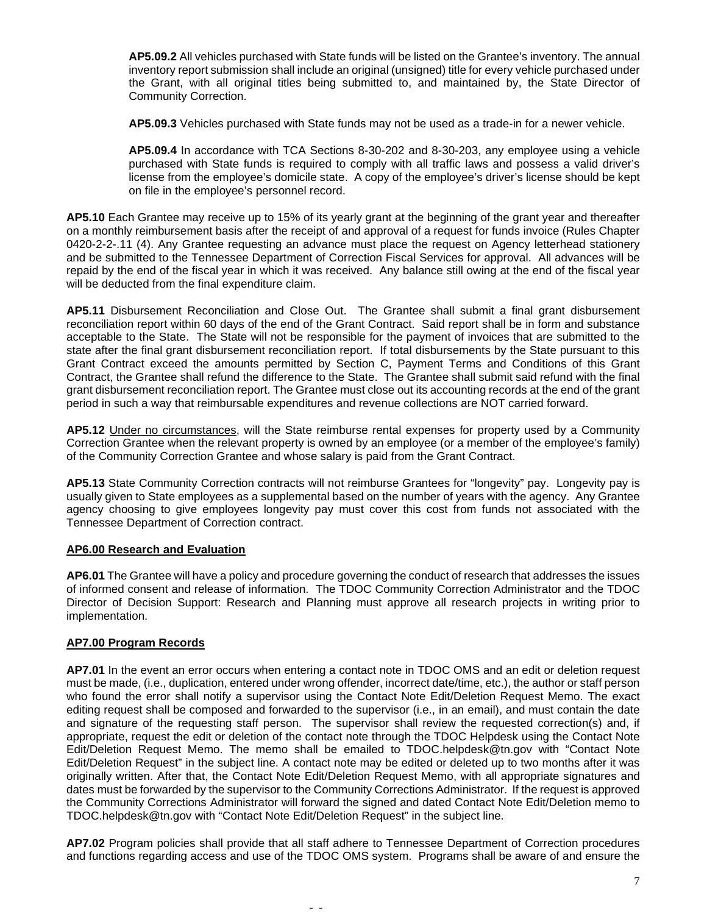**AP5.09.2** All vehicles purchased with State funds will be listed on the Grantee's inventory. The annual inventory report submission shall include an original (unsigned) title for every vehicle purchased under the Grant, with all original titles being submitted to, and maintained by, the State Director of Community Correction.

**AP5.09.3** Vehicles purchased with State funds may not be used as a trade-in for a newer vehicle.

**AP5.09.4** In accordance with TCA Sections 8-30-202 and 8-30-203, any employee using a vehicle purchased with State funds is required to comply with all traffic laws and possess a valid driver's license from the employee's domicile state. A copy of the employee's driver's license should be kept on file in the employee's personnel record.

**AP5.10** Each Grantee may receive up to 15% of its yearly grant at the beginning of the grant year and thereafter on a monthly reimbursement basis after the receipt of and approval of a request for funds invoice (Rules Chapter 0420-2-2-.11 (4). Any Grantee requesting an advance must place the request on Agency letterhead stationery and be submitted to the Tennessee Department of Correction Fiscal Services for approval. All advances will be repaid by the end of the fiscal year in which it was received. Any balance still owing at the end of the fiscal year will be deducted from the final expenditure claim.

**AP5.11** Disbursement Reconciliation and Close Out. The Grantee shall submit a final grant disbursement reconciliation report within 60 days of the end of the Grant Contract. Said report shall be in form and substance acceptable to the State. The State will not be responsible for the payment of invoices that are submitted to the state after the final grant disbursement reconciliation report. If total disbursements by the State pursuant to this Grant Contract exceed the amounts permitted by Section C, Payment Terms and Conditions of this Grant Contract, the Grantee shall refund the difference to the State. The Grantee shall submit said refund with the final grant disbursement reconciliation report. The Grantee must close out its accounting records at the end of the grant period in such a way that reimbursable expenditures and revenue collections are NOT carried forward.

**AP5.12** Under no circumstances, will the State reimburse rental expenses for property used by a Community Correction Grantee when the relevant property is owned by an employee (or a member of the employee's family) of the Community Correction Grantee and whose salary is paid from the Grant Contract.

**AP5.13** State Community Correction contracts will not reimburse Grantees for "longevity" pay. Longevity pay is usually given to State employees as a supplemental based on the number of years with the agency. Any Grantee agency choosing to give employees longevity pay must cover this cost from funds not associated with the Tennessee Department of Correction contract.

## AP6.00 Research and Evaluation

**AP6.01** The Grantee will have a policy and procedure governing the conduct of research that addresses the issues of informed consent and release of information. The TDOC Community Correction Administrator and the TDOC Director of Decision Support: Research and Planning must approve all research projects in writing prior to implementation.

## AP7.00 Program Records

**AP7.01** In the event an error occurs when entering a contact note in TDOC OMS and an edit or deletion request must be made, (i.e., duplication, entered under wrong offender, incorrect date/time, etc.), the author or staff person who found the error shall notify a supervisor using the Contact Note Edit/Deletion Request Memo. The exact editing request shall be composed and forwarded to the supervisor (i.e., in an email), and must contain the date and signature of the requesting staff person. The supervisor shall review the requested correction(s) and, if appropriate, request the edit or deletion of the contact note through the TDOC Helpdesk using the Contact Note Edit/Deletion Request Memo. The memo shall be emailed to TDOC.helpdesk@tn.gov with "Contact Note Edit/Deletion Request" in the subject line. A contact note may be edited or deleted up to two months after it was originally written. After that, the Contact Note Edit/Deletion Request Memo, with all appropriate signatures and dates must be forwarded by the supervisor to the Community Corrections Administrator. If the request is approved the Community Corrections Administrator will forward the signed and dated Contact Note Edit/Deletion memo to TDOC.helpdesk@tn.gov with "Contact Note Edit/Deletion Request" in the subject line.

**AP7.02** Program policies shall provide that all staff adhere to Tennessee Department of Correction procedures and functions regarding access and use of the TDOC OMS system. Programs shall be aware of and ensure the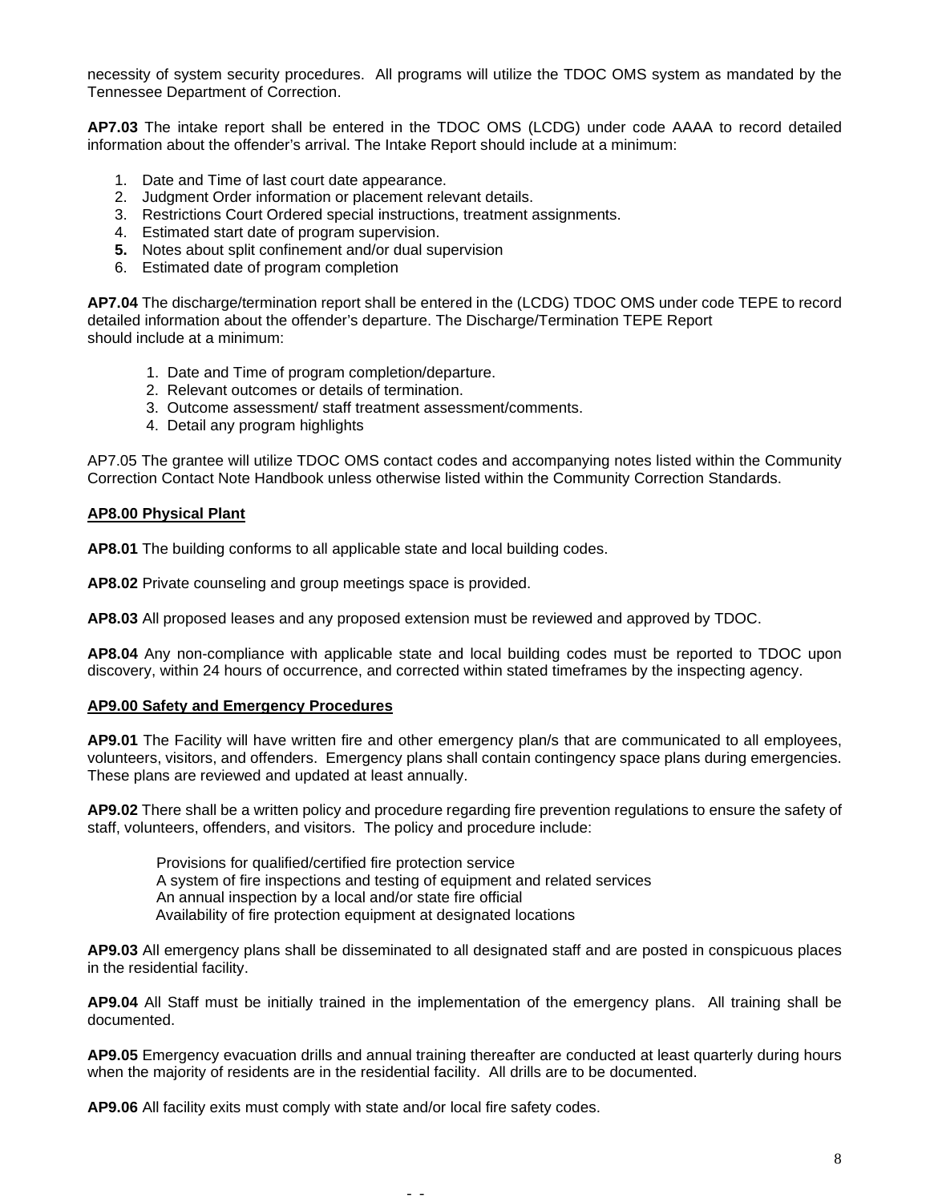necessity of system security procedures. All programs will utilize the TDOC OMS system as mandated by the Tennessee Department of Correction.

**AP7.03** The intake report shall be entered in the TDOC OMS (LCDG) under code AAAA to record detailed information about the offender's arrival. The Intake Report should include at a minimum:

1. Date and Time of last court date appearance.
2. Judgment Order information or placement relevant details.
3. Restrictions Court Ordered special instructions, treatment assignments.
4. Estimated start date of program supervision.
5. Notes about split confinement and/or dual supervision
6. Estimated date of program completion

**AP7.04** The discharge/termination report shall be entered in the (LCDG) TDOC OMS under code TEPE to record detailed information about the offender's departure. The Discharge/Termination TEPE Report should include at a minimum:

1. Date and Time of program completion/departure.
2. Relevant outcomes or details of termination.
3. Outcome assessment/ staff treatment assessment/comments.
4. Detail any program highlights

AP7.05 The grantee will utilize TDOC OMS contact codes and accompanying notes listed within the Community Correction Contact Note Handbook unless otherwise listed within the Community Correction Standards.

**AP8.00 Physical Plant**

**AP8.01** The building conforms to all applicable state and local building codes.

**AP8.02** Private counseling and group meetings space is provided.

**AP8.03** All proposed leases and any proposed extension must be reviewed and approved by TDOC.

**AP8.04** Any non-compliance with applicable state and local building codes must be reported to TDOC upon discovery, within 24 hours of occurrence, and corrected within stated timeframes by the inspecting agency.

**AP9.00 Safety and Emergency Procedures**

**AP9.01** The Facility will have written fire and other emergency plan/s that are communicated to all employees, volunteers, visitors, and offenders. Emergency plans shall contain contingency space plans during emergencies. These plans are reviewed and updated at least annually.

**AP9.02** There shall be a written policy and procedure regarding fire prevention regulations to ensure the safety of staff, volunteers, offenders, and visitors. The policy and procedure include:

Provisions for qualified/certified fire protection service
A system of fire inspections and testing of equipment and related services
An annual inspection by a local and/or state fire official
Availability of fire protection equipment at designated locations

**AP9.03** All emergency plans shall be disseminated to all designated staff and are posted in conspicuous places in the residential facility.

**AP9.04** All Staff must be initially trained in the implementation of the emergency plans. All training shall be documented.

**AP9.05** Emergency evacuation drills and annual training thereafter are conducted at least quarterly during hours when the majority of residents are in the residential facility. All drills are to be documented.

**AP9.06** All facility exits must comply with state and/or local fire safety codes.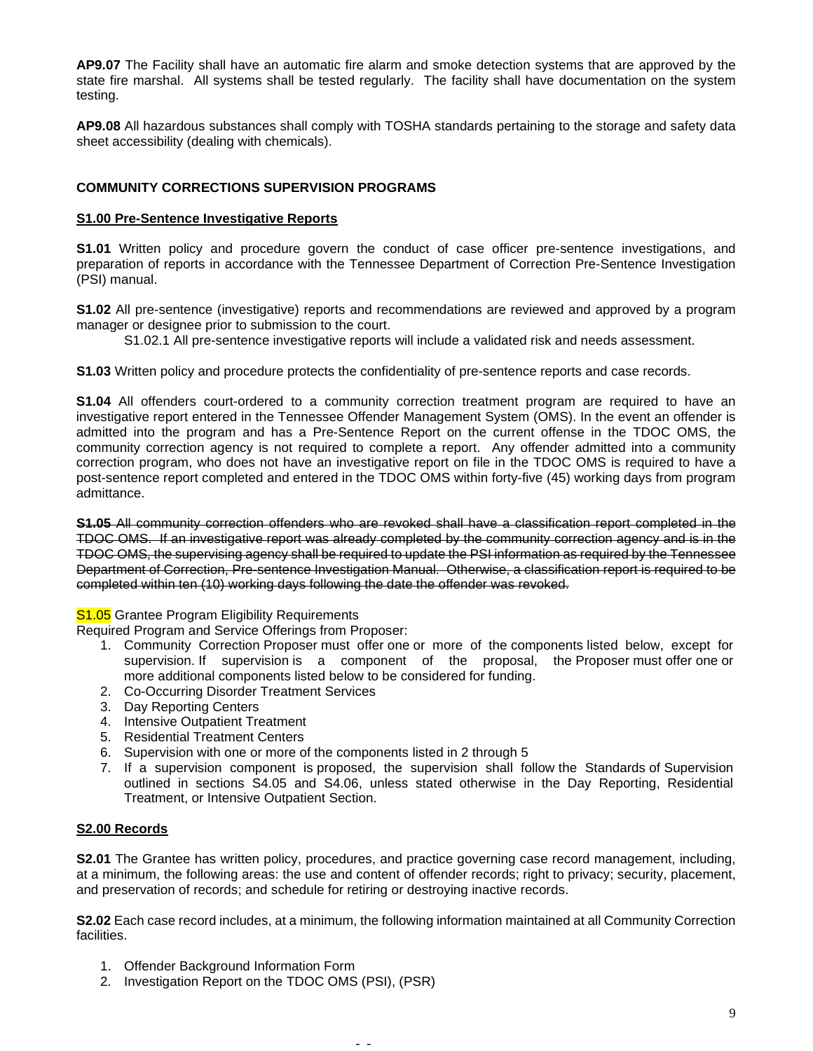**AP9.07** The Facility shall have an automatic fire alarm and smoke detection systems that are approved by the state fire marshal. All systems shall be tested regularly. The facility shall have documentation on the system testing.

**AP9.08** All hazardous substances shall comply with TOSHA standards pertaining to the storage and safety data sheet accessibility (dealing with chemicals).

## COMMUNITY CORRECTIONS SUPERVISION PROGRAMS

### S1.00 Pre-Sentence Investigative Reports

**S1.01** Written policy and procedure govern the conduct of case officer pre-sentence investigations, and preparation of reports in accordance with the Tennessee Department of Correction Pre-Sentence Investigation (PSI) manual.

**S1.02** All pre-sentence (investigative) reports and recommendations are reviewed and approved by a program manager or designee prior to submission to the court.

S1.02.1 All pre-sentence investigative reports will include a validated risk and needs assessment.

**S1.03** Written policy and procedure protects the confidentiality of pre-sentence reports and case records.

**S1.04** All offenders court-ordered to a community correction treatment program are required to have an investigative report entered in the Tennessee Offender Management System (OMS). In the event an offender is admitted into the program and has a Pre-Sentence Report on the current offense in the TDOC OMS, the community correction agency is not required to complete a report. Any offender admitted into a community correction program, who does not have an investigative report on file in the TDOC OMS is required to have a post-sentence report completed and entered in the TDOC OMS within forty-five (45) working days from program admittance.

~~**S1.05** All community correction offenders who are revoked shall have a classification report completed in the TDOC OMS. If an investigative report was already completed by the community correction agency and is in the TDOC OMS, the supervising agency shall be required to update the PSI information as required by the Tennessee Department of Correction, Pre-sentence Investigation Manual. Otherwise, a classification report is required to be completed within ten (10) working days following the date the offender was revoked.~~

S1.05 Grantee Program Eligibility Requirements
Required Program and Service Offerings from Proposer:

1. Community Correction Proposer must offer one or more of the components listed below, except for supervision. If supervision is a component of the proposal, the Proposer must offer one or more additional components listed below to be considered for funding.
2. Co-Occurring Disorder Treatment Services
3. Day Reporting Centers
4. Intensive Outpatient Treatment
5. Residential Treatment Centers
6. Supervision with one or more of the components listed in 2 through 5
7. If a supervision component is proposed, the supervision shall follow the Standards of Supervision outlined in sections S4.05 and S4.06, unless stated otherwise in the Day Reporting, Residential Treatment, or Intensive Outpatient Section.

### S2.00 Records

**S2.01** The Grantee has written policy, procedures, and practice governing case record management, including, at a minimum, the following areas: the use and content of offender records; right to privacy; security, placement, and preservation of records; and schedule for retiring or destroying inactive records.

**S2.02** Each case record includes, at a minimum, the following information maintained at all Community Correction facilities.

1. Offender Background Information Form
2. Investigation Report on the TDOC OMS (PSI), (PSR)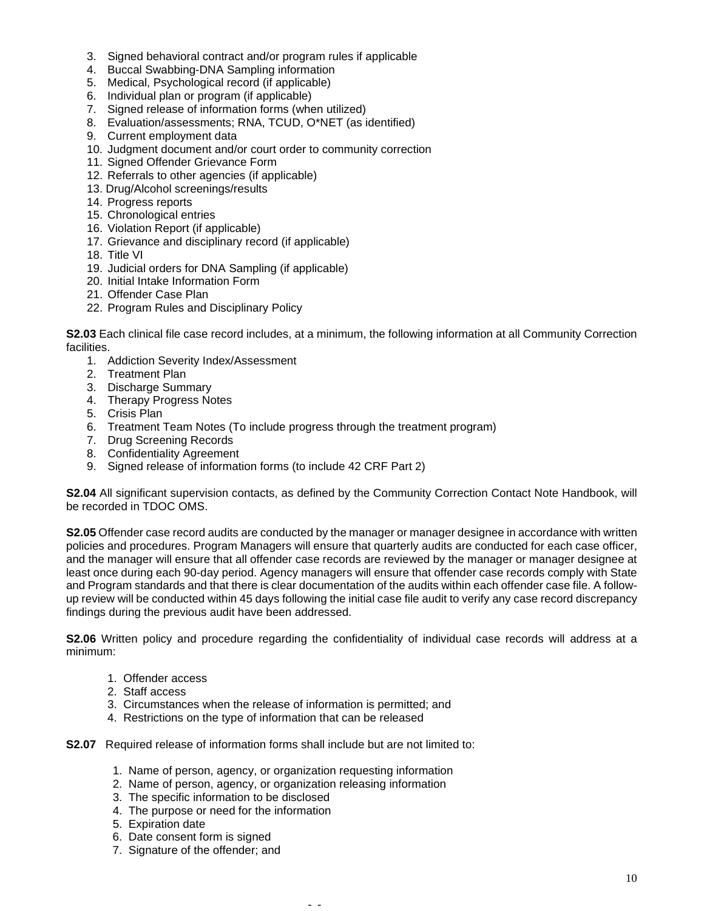3. Signed behavioral contract and/or program rules if applicable
4. Buccal Swabbing-DNA Sampling information
5. Medical, Psychological record (if applicable)
6. Individual plan or program (if applicable)
7. Signed release of information forms (when utilized)
8. Evaluation/assessments; RNA, TCUD, O*NET (as identified)
9. Current employment data
10. Judgment document and/or court order to community correction
11. Signed Offender Grievance Form
12. Referrals to other agencies (if applicable)
13. Drug/Alcohol screenings/results
14. Progress reports
15. Chronological entries
16. Violation Report (if applicable)
17. Grievance and disciplinary record (if applicable)
18. Title VI
19. Judicial orders for DNA Sampling (if applicable)
20. Initial Intake Information Form
21. Offender Case Plan
22. Program Rules and Disciplinary Policy

**S2.03** Each clinical file case record includes, at a minimum, the following information at all Community Correction facilities.

1. Addiction Severity Index/Assessment
2. Treatment Plan
3. Discharge Summary
4. Therapy Progress Notes
5. Crisis Plan
6. Treatment Team Notes (To include progress through the treatment program)
7. Drug Screening Records
8. Confidentiality Agreement
9. Signed release of information forms (to include 42 CRF Part 2)

**S2.04** All significant supervision contacts, as defined by the Community Correction Contact Note Handbook, will be recorded in TDOC OMS.

**S2.05** Offender case record audits are conducted by the manager or manager designee in accordance with written policies and procedures. Program Managers will ensure that quarterly audits are conducted for each case officer, and the manager will ensure that all offender case records are reviewed by the manager or manager designee at least once during each 90-day period. Agency managers will ensure that offender case records comply with State and Program standards and that there is clear documentation of the audits within each offender case file. A follow-up review will be conducted within 45 days following the initial case file audit to verify any case record discrepancy findings during the previous audit have been addressed.

**S2.06** Written policy and procedure regarding the confidentiality of individual case records will address at a minimum:

1. Offender access
2. Staff access
3. Circumstances when the release of information is permitted; and
4. Restrictions on the type of information that can be released

**S2.07** Required release of information forms shall include but are not limited to:

1. Name of person, agency, or organization requesting information
2. Name of person, agency, or organization releasing information
3. The specific information to be disclosed
4. The purpose or need for the information
5. Expiration date
6. Date consent form is signed
7. Signature of the offender; and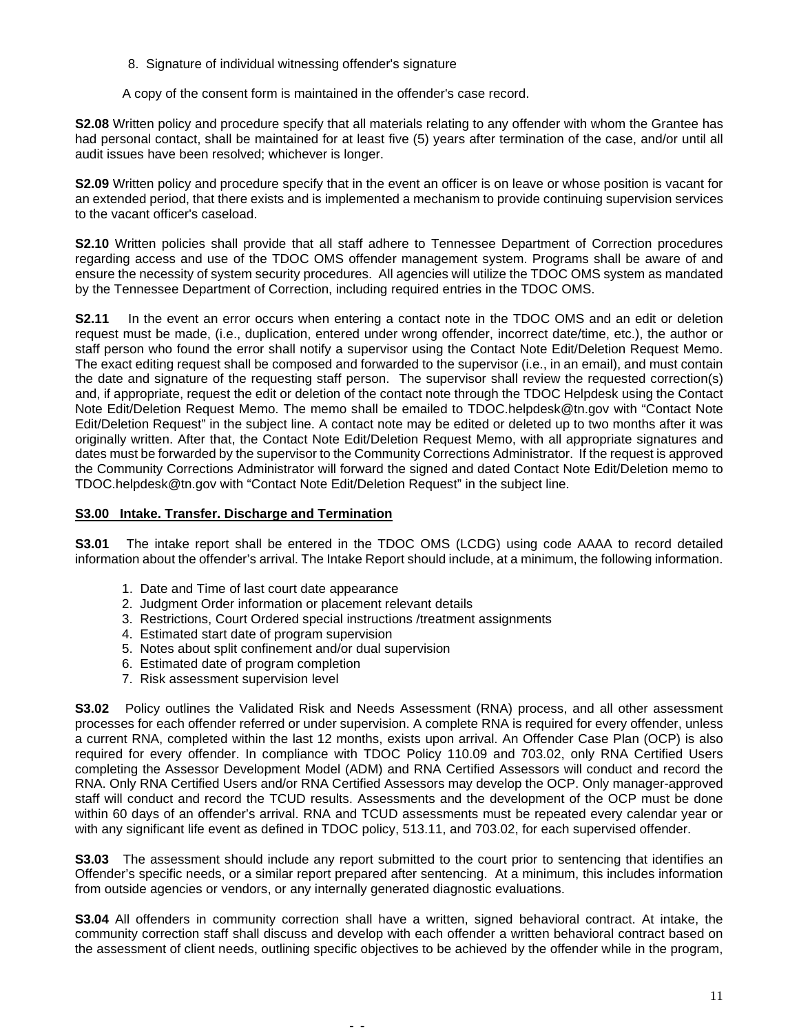8. Signature of individual witnessing offender's signature

A copy of the consent form is maintained in the offender's case record.

**S2.08** Written policy and procedure specify that all materials relating to any offender with whom the Grantee has had personal contact, shall be maintained for at least five (5) years after termination of the case, and/or until all audit issues have been resolved; whichever is longer.

**S2.09** Written policy and procedure specify that in the event an officer is on leave or whose position is vacant for an extended period, that there exists and is implemented a mechanism to provide continuing supervision services to the vacant officer's caseload.

**S2.10** Written policies shall provide that all staff adhere to Tennessee Department of Correction procedures regarding access and use of the TDOC OMS offender management system. Programs shall be aware of and ensure the necessity of system security procedures. All agencies will utilize the TDOC OMS system as mandated by the Tennessee Department of Correction, including required entries in the TDOC OMS.

**S2.11** In the event an error occurs when entering a contact note in the TDOC OMS and an edit or deletion request must be made, (i.e., duplication, entered under wrong offender, incorrect date/time, etc.), the author or staff person who found the error shall notify a supervisor using the Contact Note Edit/Deletion Request Memo. The exact editing request shall be composed and forwarded to the supervisor (i.e., in an email), and must contain the date and signature of the requesting staff person. The supervisor shall review the requested correction(s) and, if appropriate, request the edit or deletion of the contact note through the TDOC Helpdesk using the Contact Note Edit/Deletion Request Memo. The memo shall be emailed to TDOC.helpdesk@tn.gov with "Contact Note Edit/Deletion Request" in the subject line. A contact note may be edited or deleted up to two months after it was originally written. After that, the Contact Note Edit/Deletion Request Memo, with all appropriate signatures and dates must be forwarded by the supervisor to the Community Corrections Administrator. If the request is approved the Community Corrections Administrator will forward the signed and dated Contact Note Edit/Deletion memo to TDOC.helpdesk@tn.gov with "Contact Note Edit/Deletion Request" in the subject line.

## S3.00 Intake. Transfer. Discharge and Termination

**S3.01** The intake report shall be entered in the TDOC OMS (LCDG) using code AAAA to record detailed information about the offender's arrival. The Intake Report should include, at a minimum, the following information.

1. Date and Time of last court date appearance
2. Judgment Order information or placement relevant details
3. Restrictions, Court Ordered special instructions /treatment assignments
4. Estimated start date of program supervision
5. Notes about split confinement and/or dual supervision
6. Estimated date of program completion
7. Risk assessment supervision level

**S3.02** Policy outlines the Validated Risk and Needs Assessment (RNA) process, and all other assessment processes for each offender referred or under supervision. A complete RNA is required for every offender, unless a current RNA, completed within the last 12 months, exists upon arrival. An Offender Case Plan (OCP) is also required for every offender. In compliance with TDOC Policy 110.09 and 703.02, only RNA Certified Users completing the Assessor Development Model (ADM) and RNA Certified Assessors will conduct and record the RNA. Only RNA Certified Users and/or RNA Certified Assessors may develop the OCP. Only manager-approved staff will conduct and record the TCUD results. Assessments and the development of the OCP must be done within 60 days of an offender's arrival. RNA and TCUD assessments must be repeated every calendar year or with any significant life event as defined in TDOC policy, 513.11, and 703.02, for each supervised offender.

**S3.03** The assessment should include any report submitted to the court prior to sentencing that identifies an Offender's specific needs, or a similar report prepared after sentencing. At a minimum, this includes information from outside agencies or vendors, or any internally generated diagnostic evaluations.

**S3.04** All offenders in community correction shall have a written, signed behavioral contract. At intake, the community correction staff shall discuss and develop with each offender a written behavioral contract based on the assessment of client needs, outlining specific objectives to be achieved by the offender while in the program,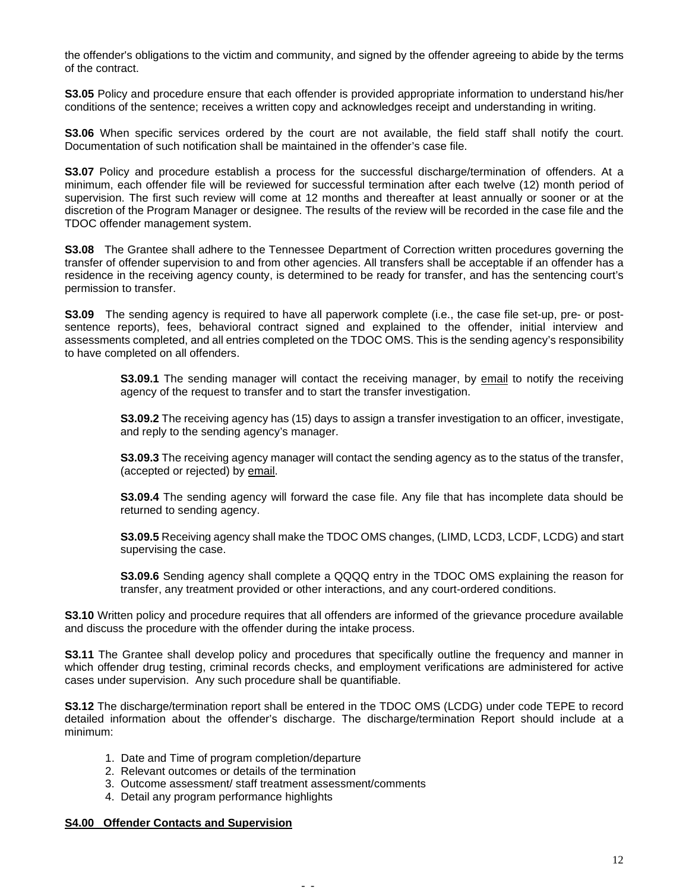the offender's obligations to the victim and community, and signed by the offender agreeing to abide by the terms of the contract.

**S3.05** Policy and procedure ensure that each offender is provided appropriate information to understand his/her conditions of the sentence; receives a written copy and acknowledges receipt and understanding in writing.

**S3.06** When specific services ordered by the court are not available, the field staff shall notify the court. Documentation of such notification shall be maintained in the offender's case file.

**S3.07** Policy and procedure establish a process for the successful discharge/termination of offenders. At a minimum, each offender file will be reviewed for successful termination after each twelve (12) month period of supervision. The first such review will come at 12 months and thereafter at least annually or sooner or at the discretion of the Program Manager or designee. The results of the review will be recorded in the case file and the TDOC offender management system.

**S3.08** The Grantee shall adhere to the Tennessee Department of Correction written procedures governing the transfer of offender supervision to and from other agencies. All transfers shall be acceptable if an offender has a residence in the receiving agency county, is determined to be ready for transfer, and has the sentencing court's permission to transfer.

**S3.09** The sending agency is required to have all paperwork complete (i.e., the case file set-up, pre- or post-sentence reports), fees, behavioral contract signed and explained to the offender, initial interview and assessments completed, and all entries completed on the TDOC OMS. This is the sending agency's responsibility to have completed on all offenders.

> **S3.09.1** The sending manager will contact the receiving manager, by <u>email</u> to notify the receiving agency of the request to transfer and to start the transfer investigation.
>
> **S3.09.2** The receiving agency has (15) days to assign a transfer investigation to an officer, investigate, and reply to the sending agency's manager.
>
> **S3.09.3** The receiving agency manager will contact the sending agency as to the status of the transfer, (accepted or rejected) by <u>email</u>.
>
> **S3.09.4** The sending agency will forward the case file. Any file that has incomplete data should be returned to sending agency.
>
> **S3.09.5** Receiving agency shall make the TDOC OMS changes, (LIMD, LCD3, LCDF, LCDG) and start supervising the case.
>
> **S3.09.6** Sending agency shall complete a QQQQ entry in the TDOC OMS explaining the reason for transfer, any treatment provided or other interactions, and any court-ordered conditions.

**S3.10** Written policy and procedure requires that all offenders are informed of the grievance procedure available and discuss the procedure with the offender during the intake process.

**S3.11** The Grantee shall develop policy and procedures that specifically outline the frequency and manner in which offender drug testing, criminal records checks, and employment verifications are administered for active cases under supervision. Any such procedure shall be quantifiable.

**S3.12** The discharge/termination report shall be entered in the TDOC OMS (LCDG) under code TEPE to record detailed information about the offender's discharge. The discharge/termination Report should include at a minimum:

1. Date and Time of program completion/departure
2. Relevant outcomes or details of the termination
3. Outcome assessment/ staff treatment assessment/comments
4. Detail any program performance highlights

## <u>S4.00 Offender Contacts and Supervision</u>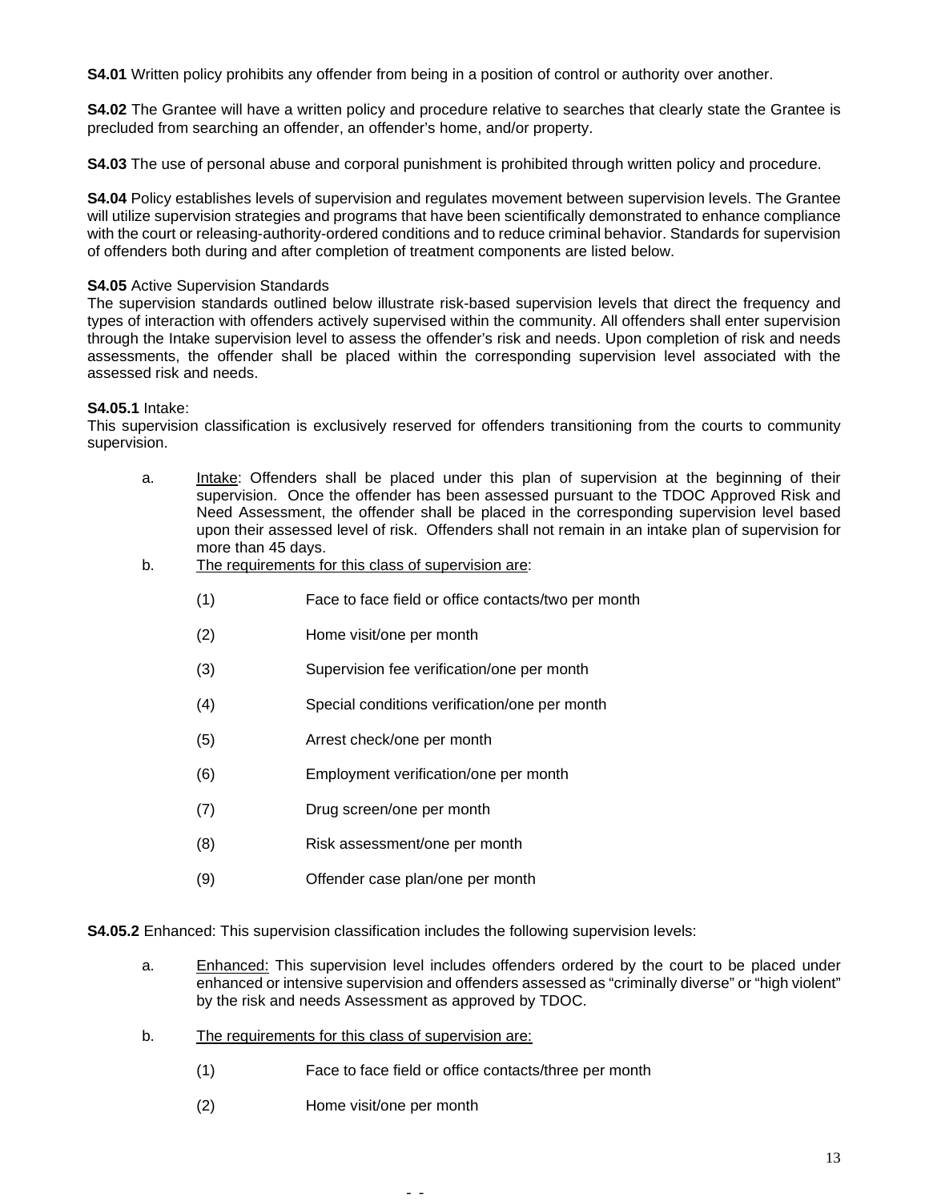**S4.01** Written policy prohibits any offender from being in a position of control or authority over another.

**S4.02** The Grantee will have a written policy and procedure relative to searches that clearly state the Grantee is precluded from searching an offender, an offender's home, and/or property.

**S4.03** The use of personal abuse and corporal punishment is prohibited through written policy and procedure.

**S4.04** Policy establishes levels of supervision and regulates movement between supervision levels. The Grantee will utilize supervision strategies and programs that have been scientifically demonstrated to enhance compliance with the court or releasing-authority-ordered conditions and to reduce criminal behavior. Standards for supervision of offenders both during and after completion of treatment components are listed below.

**S4.05** Active Supervision Standards
The supervision standards outlined below illustrate risk-based supervision levels that direct the frequency and types of interaction with offenders actively supervised within the community. All offenders shall enter supervision through the Intake supervision level to assess the offender's risk and needs. Upon completion of risk and needs assessments, the offender shall be placed within the corresponding supervision level associated with the assessed risk and needs.

**S4.05.1** Intake:
This supervision classification is exclusively reserved for offenders transitioning from the courts to community supervision.

a. Intake: Offenders shall be placed under this plan of supervision at the beginning of their supervision. Once the offender has been assessed pursuant to the TDOC Approved Risk and Need Assessment, the offender shall be placed in the corresponding supervision level based upon their assessed level of risk. Offenders shall not remain in an intake plan of supervision for more than 45 days.

b. The requirements for this class of supervision are:

   (1) Face to face field or office contacts/two per month

   (2) Home visit/one per month

   (3) Supervision fee verification/one per month

   (4) Special conditions verification/one per month

   (5) Arrest check/one per month

   (6) Employment verification/one per month

   (7) Drug screen/one per month

   (8) Risk assessment/one per month

   (9) Offender case plan/one per month

**S4.05.2** Enhanced: This supervision classification includes the following supervision levels:

a. Enhanced: This supervision level includes offenders ordered by the court to be placed under enhanced or intensive supervision and offenders assessed as "criminally diverse" or "high violent" by the risk and needs Assessment as approved by TDOC.

b. The requirements for this class of supervision are:

   (1) Face to face field or office contacts/three per month

   (2) Home visit/one per month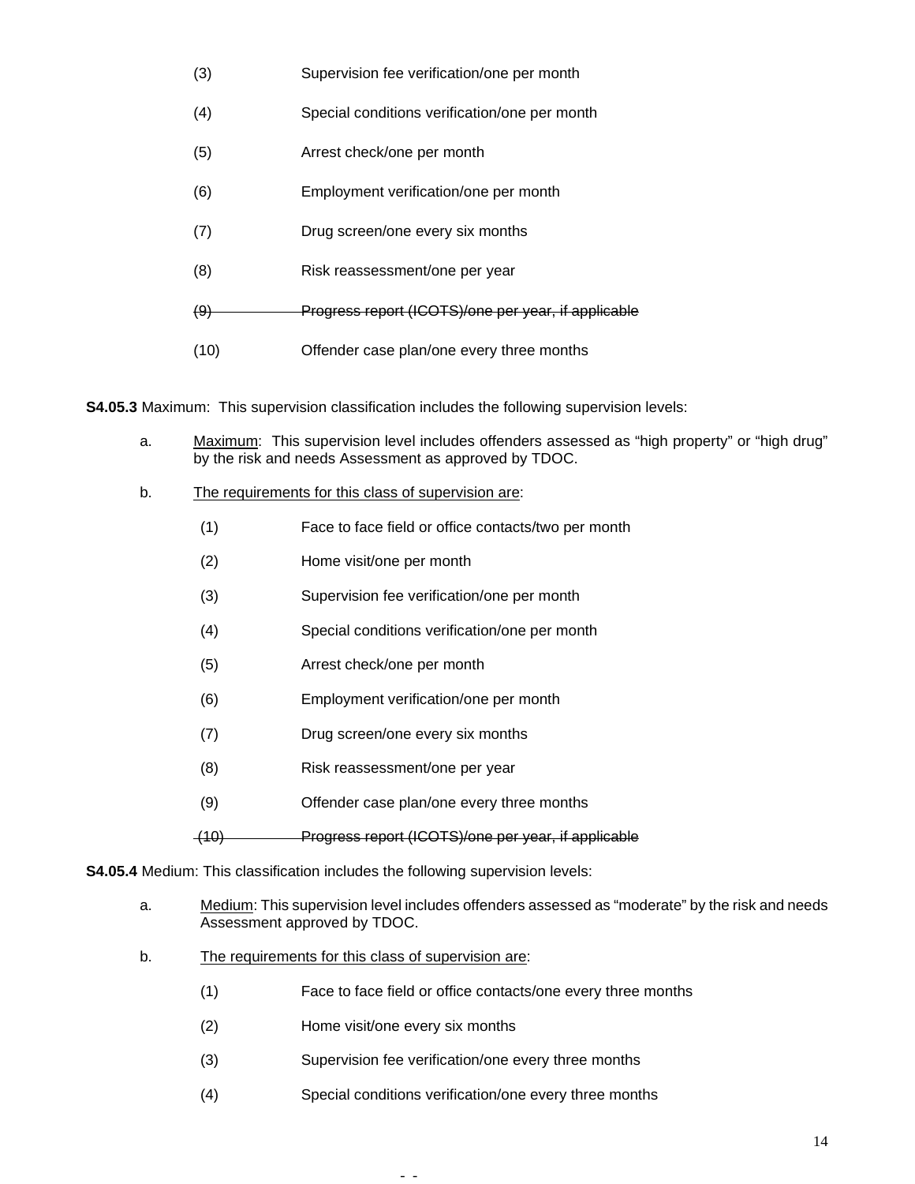(3) Supervision fee verification/one per month

(4) Special conditions verification/one per month

(5) Arrest check/one per month

(6) Employment verification/one per month

(7) Drug screen/one every six months

(8) Risk reassessment/one per year

~~(9) Progress report (ICOTS)/one per year, if applicable~~

(10) Offender case plan/one every three months

**S4.05.3** Maximum: This supervision classification includes the following supervision levels:

a. Maximum: This supervision level includes offenders assessed as "high property" or "high drug" by the risk and needs Assessment as approved by TDOC.

b. The requirements for this class of supervision are:

(1) Face to face field or office contacts/two per month

(2) Home visit/one per month

(3) Supervision fee verification/one per month

(4) Special conditions verification/one per month

(5) Arrest check/one per month

(6) Employment verification/one per month

(7) Drug screen/one every six months

(8) Risk reassessment/one per year

(9) Offender case plan/one every three months

~~(10) Progress report (ICOTS)/one per year, if applicable~~

**S4.05.4** Medium: This classification includes the following supervision levels:

a. Medium: This supervision level includes offenders assessed as "moderate" by the risk and needs Assessment approved by TDOC.

b. The requirements for this class of supervision are:

(1) Face to face field or office contacts/one every three months

(2) Home visit/one every six months

(3) Supervision fee verification/one every three months

(4) Special conditions verification/one every three months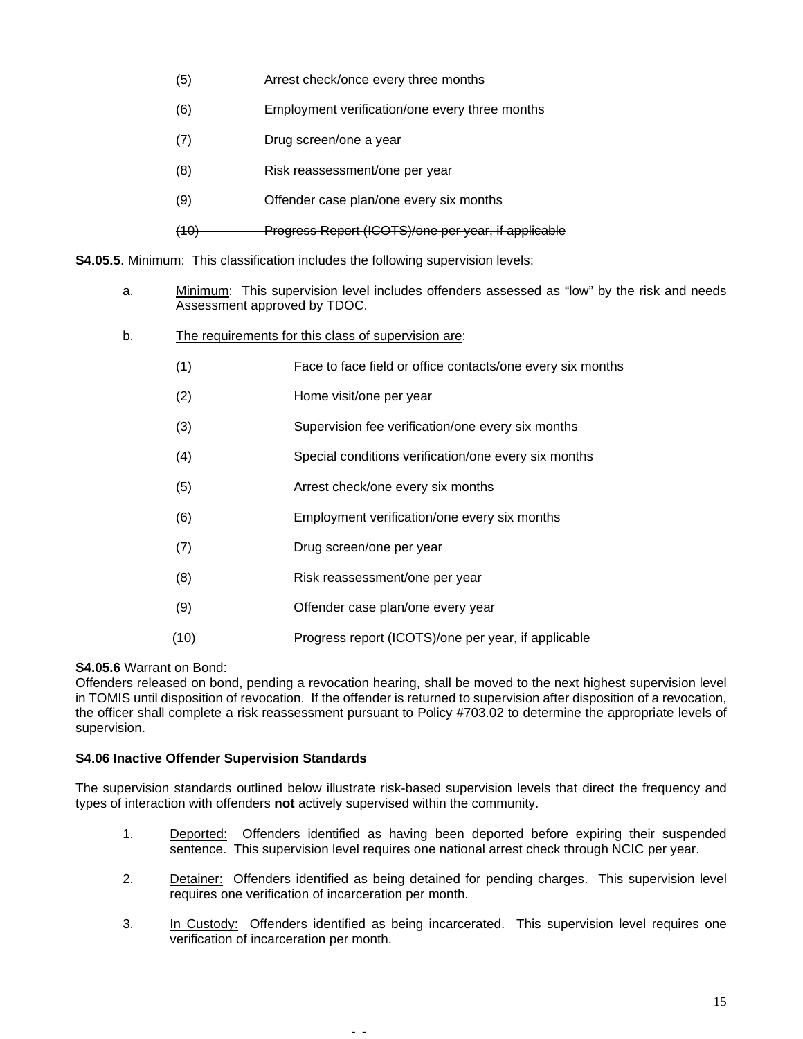(5) Arrest check/once every three months

(6) Employment verification/one every three months

(7) Drug screen/one a year

(8) Risk reassessment/one per year

(9) Offender case plan/one every six months

~~(10) Progress Report (ICOTS)/one per year, if applicable~~

**S4.05.5**. Minimum: This classification includes the following supervision levels:

a. Minimum: This supervision level includes offenders assessed as "low" by the risk and needs Assessment approved by TDOC.

b. The requirements for this class of supervision are:

(1) Face to face field or office contacts/one every six months

(2) Home visit/one per year

(3) Supervision fee verification/one every six months

(4) Special conditions verification/one every six months

(5) Arrest check/one every six months

(6) Employment verification/one every six months

(7) Drug screen/one per year

(8) Risk reassessment/one per year

(9) Offender case plan/one every year

~~(10) Progress report (ICOTS)/one per year, if applicable~~

**S4.05.6** Warrant on Bond:
Offenders released on bond, pending a revocation hearing, shall be moved to the next highest supervision level in TOMIS until disposition of revocation. If the offender is returned to supervision after disposition of a revocation, the officer shall complete a risk reassessment pursuant to Policy #703.02 to determine the appropriate levels of supervision.

**S4.06 Inactive Offender Supervision Standards**

The supervision standards outlined below illustrate risk-based supervision levels that direct the frequency and types of interaction with offenders **not** actively supervised within the community.

1. Deported: Offenders identified as having been deported before expiring their suspended sentence. This supervision level requires one national arrest check through NCIC per year.

2. Detainer: Offenders identified as being detained for pending charges. This supervision level requires one verification of incarceration per month.

3. In Custody: Offenders identified as being incarcerated. This supervision level requires one verification of incarceration per month.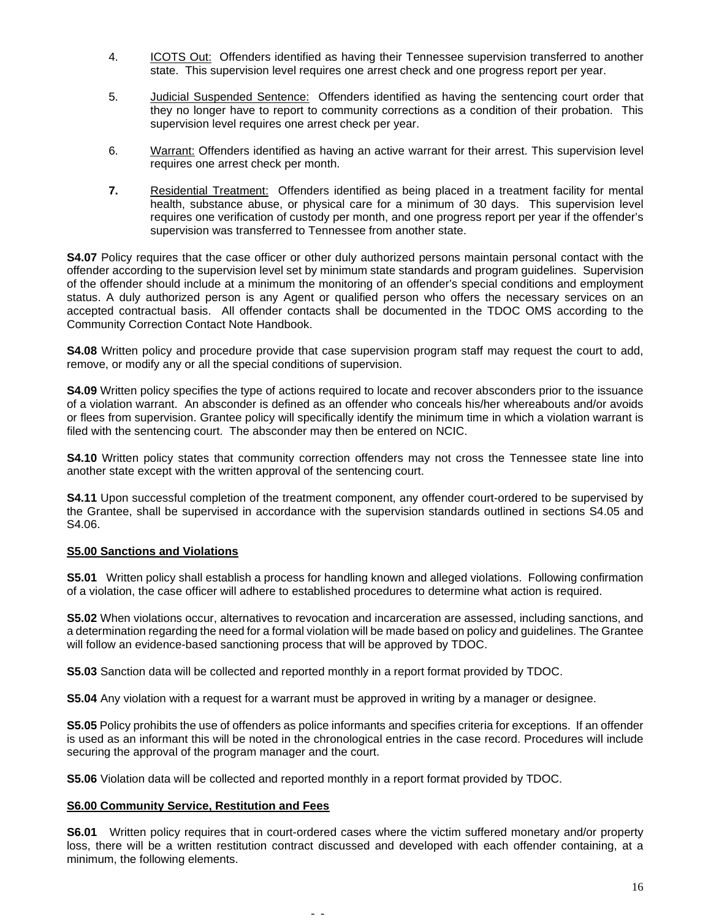4. <u>ICOTS Out:</u> Offenders identified as having their Tennessee supervision transferred to another state. This supervision level requires one arrest check and one progress report per year.

5. <u>Judicial Suspended Sentence:</u> Offenders identified as having the sentencing court order that they no longer have to report to community corrections as a condition of their probation. This supervision level requires one arrest check per year.

6. <u>Warrant:</u> Offenders identified as having an active warrant for their arrest. This supervision level requires one arrest check per month.

7. <u>Residential Treatment:</u> Offenders identified as being placed in a treatment facility for mental health, substance abuse, or physical care for a minimum of 30 days. This supervision level requires one verification of custody per month, and one progress report per year if the offender's supervision was transferred to Tennessee from another state.

**S4.07** Policy requires that the case officer or other duly authorized persons maintain personal contact with the offender according to the supervision level set by minimum state standards and program guidelines. Supervision of the offender should include at a minimum the monitoring of an offender's special conditions and employment status. A duly authorized person is any Agent or qualified person who offers the necessary services on an accepted contractual basis. All offender contacts shall be documented in the TDOC OMS according to the Community Correction Contact Note Handbook.

**S4.08** Written policy and procedure provide that case supervision program staff may request the court to add, remove, or modify any or all the special conditions of supervision.

**S4.09** Written policy specifies the type of actions required to locate and recover absconders prior to the issuance of a violation warrant. An absconder is defined as an offender who conceals his/her whereabouts and/or avoids or flees from supervision. Grantee policy will specifically identify the minimum time in which a violation warrant is filed with the sentencing court. The absconder may then be entered on NCIC.

**S4.10** Written policy states that community correction offenders may not cross the Tennessee state line into another state except with the written approval of the sentencing court.

**S4.11** Upon successful completion of the treatment component, any offender court-ordered to be supervised by the Grantee, shall be supervised in accordance with the supervision standards outlined in sections S4.05 and S4.06.

## S5.00 Sanctions and Violations

**S5.01** Written policy shall establish a process for handling known and alleged violations. Following confirmation of a violation, the case officer will adhere to established procedures to determine what action is required.

**S5.02** When violations occur, alternatives to revocation and incarceration are assessed, including sanctions, and a determination regarding the need for a formal violation will be made based on policy and guidelines. The Grantee will follow an evidence-based sanctioning process that will be approved by TDOC.

**S5.03** Sanction data will be collected and reported monthly in a report format provided by TDOC.

**S5.04** Any violation with a request for a warrant must be approved in writing by a manager or designee.

**S5.05** Policy prohibits the use of offenders as police informants and specifies criteria for exceptions. If an offender is used as an informant this will be noted in the chronological entries in the case record. Procedures will include securing the approval of the program manager and the court.

**S5.06** Violation data will be collected and reported monthly in a report format provided by TDOC.

## S6.00 Community Service, Restitution and Fees

**S6.01** Written policy requires that in court-ordered cases where the victim suffered monetary and/or property loss, there will be a written restitution contract discussed and developed with each offender containing, at a minimum, the following elements.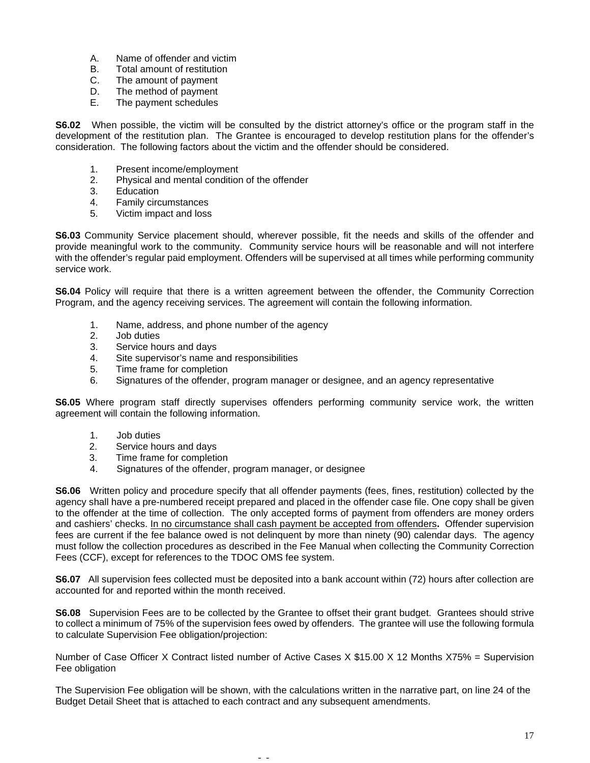A. Name of offender and victim
B. Total amount of restitution
C. The amount of payment
D. The method of payment
E. The payment schedules

**S6.02** When possible, the victim will be consulted by the district attorney's office or the program staff in the development of the restitution plan. The Grantee is encouraged to develop restitution plans for the offender's consideration. The following factors about the victim and the offender should be considered.

1. Present income/employment
2. Physical and mental condition of the offender
3. Education
4. Family circumstances
5. Victim impact and loss

**S6.03** Community Service placement should, wherever possible, fit the needs and skills of the offender and provide meaningful work to the community. Community service hours will be reasonable and will not interfere with the offender's regular paid employment. Offenders will be supervised at all times while performing community service work.

**S6.04** Policy will require that there is a written agreement between the offender, the Community Correction Program, and the agency receiving services. The agreement will contain the following information.

1. Name, address, and phone number of the agency
2. Job duties
3. Service hours and days
4. Site supervisor's name and responsibilities
5. Time frame for completion
6. Signatures of the offender, program manager or designee, and an agency representative

**S6.05** Where program staff directly supervises offenders performing community service work, the written agreement will contain the following information.

1. Job duties
2. Service hours and days
3. Time frame for completion
4. Signatures of the offender, program manager, or designee

**S6.06** Written policy and procedure specify that all offender payments (fees, fines, restitution) collected by the agency shall have a pre-numbered receipt prepared and placed in the offender case file. One copy shall be given to the offender at the time of collection. The only accepted forms of payment from offenders are money orders and cashiers' checks. <u>In no circumstance shall cash payment be accepted from offenders</u>**.** Offender supervision fees are current if the fee balance owed is not delinquent by more than ninety (90) calendar days. The agency must follow the collection procedures as described in the Fee Manual when collecting the Community Correction Fees (CCF), except for references to the TDOC OMS fee system.

**S6.07** All supervision fees collected must be deposited into a bank account within (72) hours after collection are accounted for and reported within the month received.

**S6.08** Supervision Fees are to be collected by the Grantee to offset their grant budget. Grantees should strive to collect a minimum of 75% of the supervision fees owed by offenders. The grantee will use the following formula to calculate Supervision Fee obligation/projection:

Number of Case Officer X Contract listed number of Active Cases X $15.00 X 12 Months X75% = Supervision Fee obligation

The Supervision Fee obligation will be shown, with the calculations written in the narrative part, on line 24 of the Budget Detail Sheet that is attached to each contract and any subsequent amendments.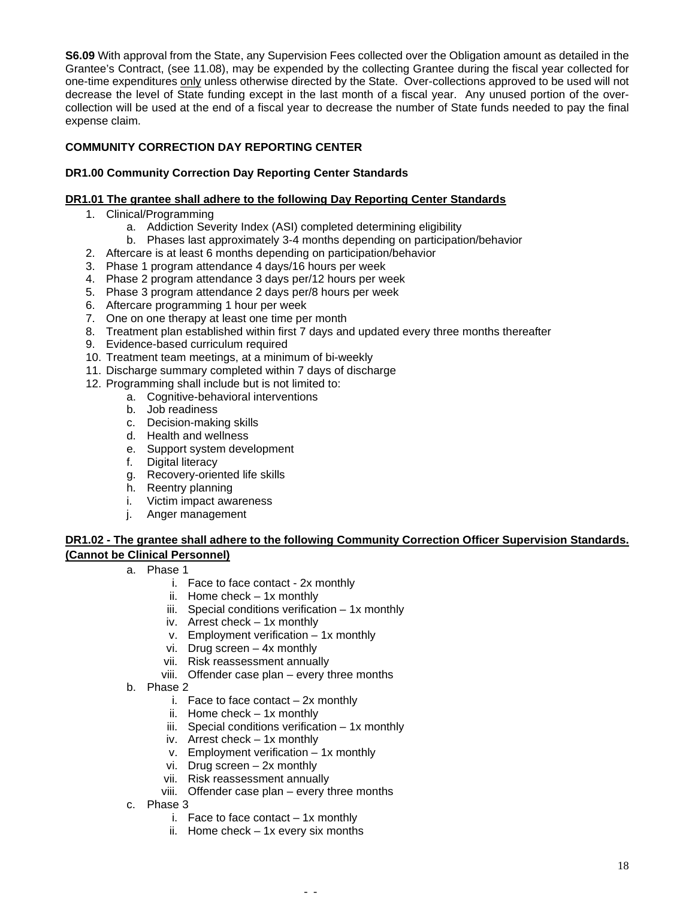**S6.09** With approval from the State, any Supervision Fees collected over the Obligation amount as detailed in the Grantee's Contract, (see 11.08), may be expended by the collecting Grantee during the fiscal year collected for one-time expenditures <u>only</u> unless otherwise directed by the State. Over-collections approved to be used will not decrease the level of State funding except in the last month of a fiscal year. Any unused portion of the over-collection will be used at the end of a fiscal year to decrease the number of State funds needed to pay the final expense claim.

**COMMUNITY CORRECTION DAY REPORTING CENTER**

**DR1.00 Community Correction Day Reporting Center Standards**

**<u>DR1.01 The grantee shall adhere to the following Day Reporting Center Standards</u>**

1. Clinical/Programming
    a. Addiction Severity Index (ASI) completed determining eligibility
    b. Phases last approximately 3-4 months depending on participation/behavior
2. Aftercare is at least 6 months depending on participation/behavior
3. Phase 1 program attendance 4 days/16 hours per week
4. Phase 2 program attendance 3 days per/12 hours per week
5. Phase 3 program attendance 2 days per/8 hours per week
6. Aftercare programming 1 hour per week
7. One on one therapy at least one time per month
8. Treatment plan established within first 7 days and updated every three months thereafter
9. Evidence-based curriculum required
10. Treatment team meetings, at a minimum of bi-weekly
11. Discharge summary completed within 7 days of discharge
12. Programming shall include but is not limited to:
    a. Cognitive-behavioral interventions
    b. Job readiness
    c. Decision-making skills
    d. Health and wellness
    e. Support system development
    f. Digital literacy
    g. Recovery-oriented life skills
    h. Reentry planning
    i. Victim impact awareness
    j. Anger management

**<u>DR1.02 - The grantee shall adhere to the following Community Correction Officer Supervision Standards. (Cannot be Clinical Personnel)</u>**

a. Phase 1
    i. Face to face contact - 2x monthly
    ii. Home check – 1x monthly
    iii. Special conditions verification – 1x monthly
    iv. Arrest check – 1x monthly
    v. Employment verification – 1x monthly
    vi. Drug screen – 4x monthly
    vii. Risk reassessment annually
    viii. Offender case plan – every three months
b. Phase 2
    i. Face to face contact – 2x monthly
    ii. Home check – 1x monthly
    iii. Special conditions verification – 1x monthly
    iv. Arrest check – 1x monthly
    v. Employment verification – 1x monthly
    vi. Drug screen – 2x monthly
    vii. Risk reassessment annually
    viii. Offender case plan – every three months
c. Phase 3
    i. Face to face contact – 1x monthly
    ii. Home check – 1x every six months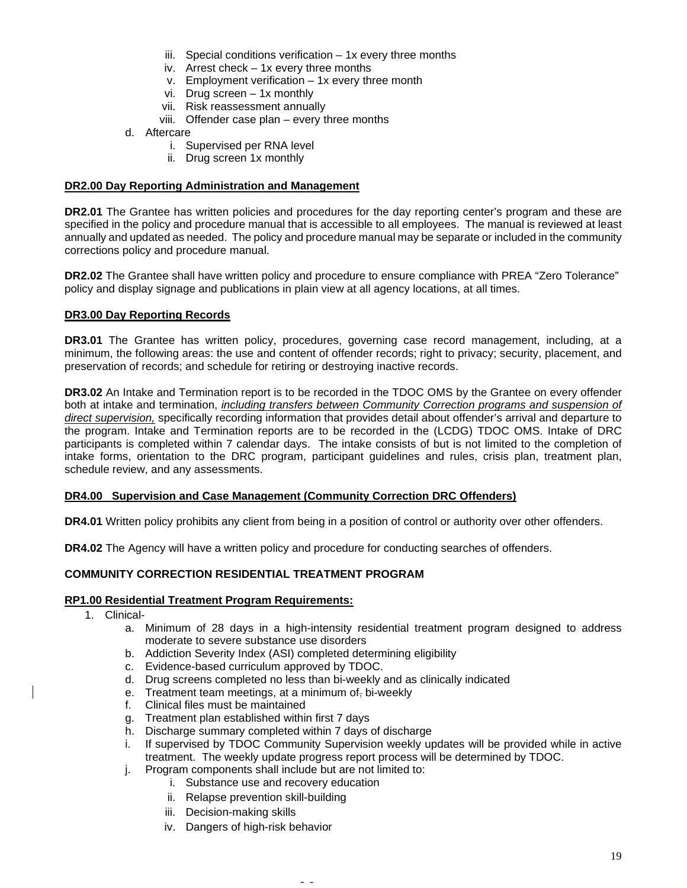iii. Special conditions verification – 1x every three months
   iv. Arrest check – 1x every three months
   v. Employment verification – 1x every three month
   vi. Drug screen – 1x monthly
   vii. Risk reassessment annually
   viii. Offender case plan – every three months

d. Aftercare
   i. Supervised per RNA level
   ii. Drug screen 1x monthly

**DR2.00 Day Reporting Administration and Management**

**DR2.01** The Grantee has written policies and procedures for the day reporting center's program and these are specified in the policy and procedure manual that is accessible to all employees. The manual is reviewed at least annually and updated as needed. The policy and procedure manual may be separate or included in the community corrections policy and procedure manual.

**DR2.02** The Grantee shall have written policy and procedure to ensure compliance with PREA "Zero Tolerance" policy and display signage and publications in plain view at all agency locations, at all times.

**DR3.00 Day Reporting Records**

**DR3.01** The Grantee has written policy, procedures, governing case record management, including, at a minimum, the following areas: the use and content of offender records; right to privacy; security, placement, and preservation of records; and schedule for retiring or destroying inactive records.

**DR3.02** An Intake and Termination report is to be recorded in the TDOC OMS by the Grantee on every offender both at intake and termination, *including transfers between Community Correction programs and suspension of direct supervision,* specifically recording information that provides detail about offender's arrival and departure to the program. Intake and Termination reports are to be recorded in the (LCDG) TDOC OMS. Intake of DRC participants is completed within 7 calendar days. The intake consists of but is not limited to the completion of intake forms, orientation to the DRC program, participant guidelines and rules, crisis plan, treatment plan, schedule review, and any assessments.

**DR4.00 Supervision and Case Management (Community Correction DRC Offenders)**

**DR4.01** Written policy prohibits any client from being in a position of control or authority over other offenders.

**DR4.02** The Agency will have a written policy and procedure for conducting searches of offenders.

**COMMUNITY CORRECTION RESIDENTIAL TREATMENT PROGRAM**

**RP1.00 Residential Treatment Program Requirements:**

1. Clinical-
   a. Minimum of 28 days in a high-intensity residential treatment program designed to address moderate to severe substance use disorders
   b. Addiction Severity Index (ASI) completed determining eligibility
   c. Evidence-based curriculum approved by TDOC.
   d. Drug screens completed no less than bi-weekly and as clinically indicated
   e. Treatment team meetings, at a minimum of bi-weekly
   f. Clinical files must be maintained
   g. Treatment plan established within first 7 days
   h. Discharge summary completed within 7 days of discharge
   i. If supervised by TDOC Community Supervision weekly updates will be provided while in active treatment. The weekly update progress report process will be determined by TDOC.
   j. Program components shall include but are not limited to:
      i. Substance use and recovery education
      ii. Relapse prevention skill-building
      iii. Decision-making skills
      iv. Dangers of high-risk behavior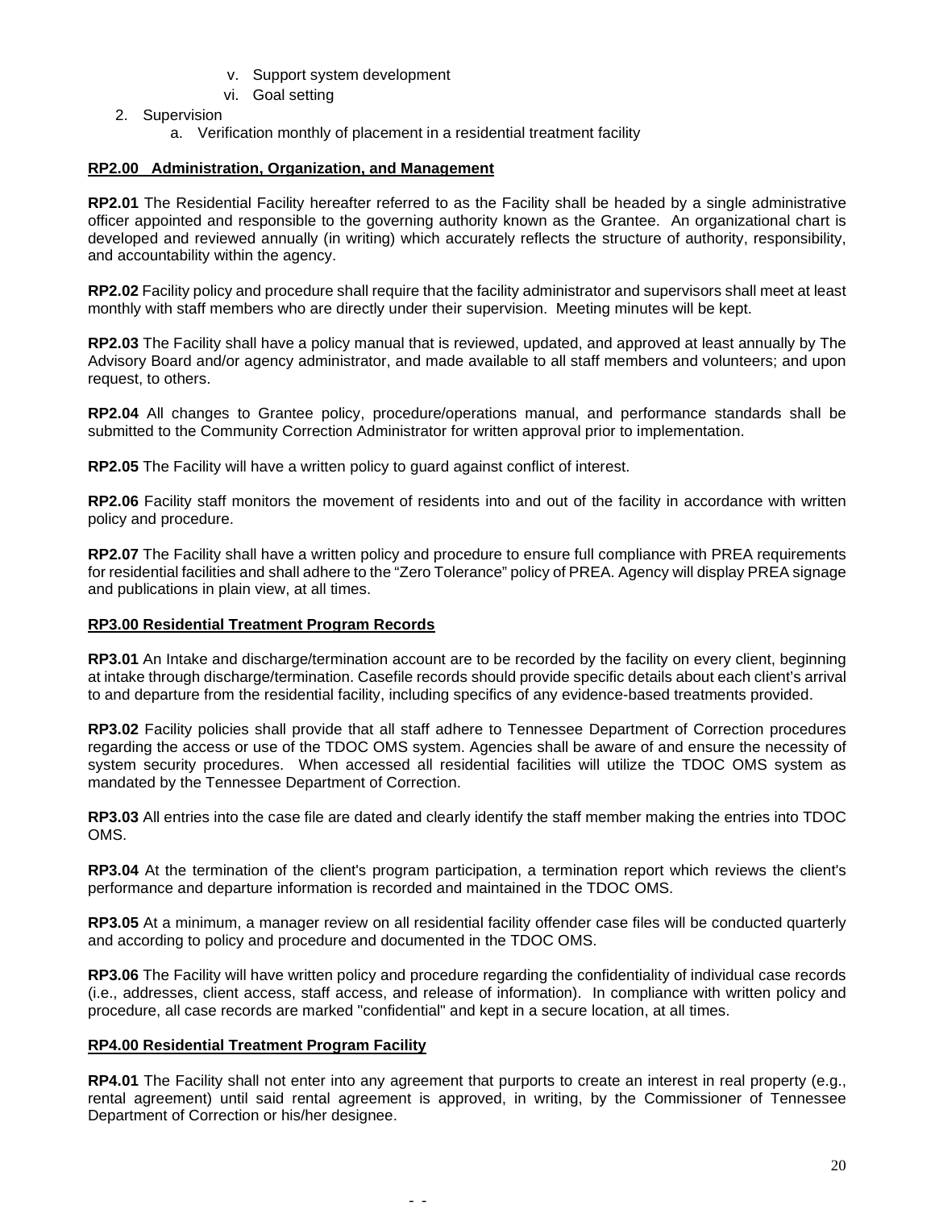- v. Support system development
   - vi. Goal setting
2. Supervision
   - a. Verification monthly of placement in a residential treatment facility

**RP2.00 Administration, Organization, and Management**

**RP2.01** The Residential Facility hereafter referred to as the Facility shall be headed by a single administrative officer appointed and responsible to the governing authority known as the Grantee. An organizational chart is developed and reviewed annually (in writing) which accurately reflects the structure of authority, responsibility, and accountability within the agency.

**RP2.02** Facility policy and procedure shall require that the facility administrator and supervisors shall meet at least monthly with staff members who are directly under their supervision. Meeting minutes will be kept.

**RP2.03** The Facility shall have a policy manual that is reviewed, updated, and approved at least annually by The Advisory Board and/or agency administrator, and made available to all staff members and volunteers; and upon request, to others.

**RP2.04** All changes to Grantee policy, procedure/operations manual, and performance standards shall be submitted to the Community Correction Administrator for written approval prior to implementation.

**RP2.05** The Facility will have a written policy to guard against conflict of interest.

**RP2.06** Facility staff monitors the movement of residents into and out of the facility in accordance with written policy and procedure.

**RP2.07** The Facility shall have a written policy and procedure to ensure full compliance with PREA requirements for residential facilities and shall adhere to the "Zero Tolerance" policy of PREA. Agency will display PREA signage and publications in plain view, at all times.

**RP3.00 Residential Treatment Program Records**

**RP3.01** An Intake and discharge/termination account are to be recorded by the facility on every client, beginning at intake through discharge/termination. Casefile records should provide specific details about each client's arrival to and departure from the residential facility, including specifics of any evidence-based treatments provided.

**RP3.02** Facility policies shall provide that all staff adhere to Tennessee Department of Correction procedures regarding the access or use of the TDOC OMS system. Agencies shall be aware of and ensure the necessity of system security procedures. When accessed all residential facilities will utilize the TDOC OMS system as mandated by the Tennessee Department of Correction.

**RP3.03** All entries into the case file are dated and clearly identify the staff member making the entries into TDOC OMS.

**RP3.04** At the termination of the client's program participation, a termination report which reviews the client's performance and departure information is recorded and maintained in the TDOC OMS.

**RP3.05** At a minimum, a manager review on all residential facility offender case files will be conducted quarterly and according to policy and procedure and documented in the TDOC OMS.

**RP3.06** The Facility will have written policy and procedure regarding the confidentiality of individual case records (i.e., addresses, client access, staff access, and release of information). In compliance with written policy and procedure, all case records are marked "confidential" and kept in a secure location, at all times.

**RP4.00 Residential Treatment Program Facility**

**RP4.01** The Facility shall not enter into any agreement that purports to create an interest in real property (e.g., rental agreement) until said rental agreement is approved, in writing, by the Commissioner of Tennessee Department of Correction or his/her designee.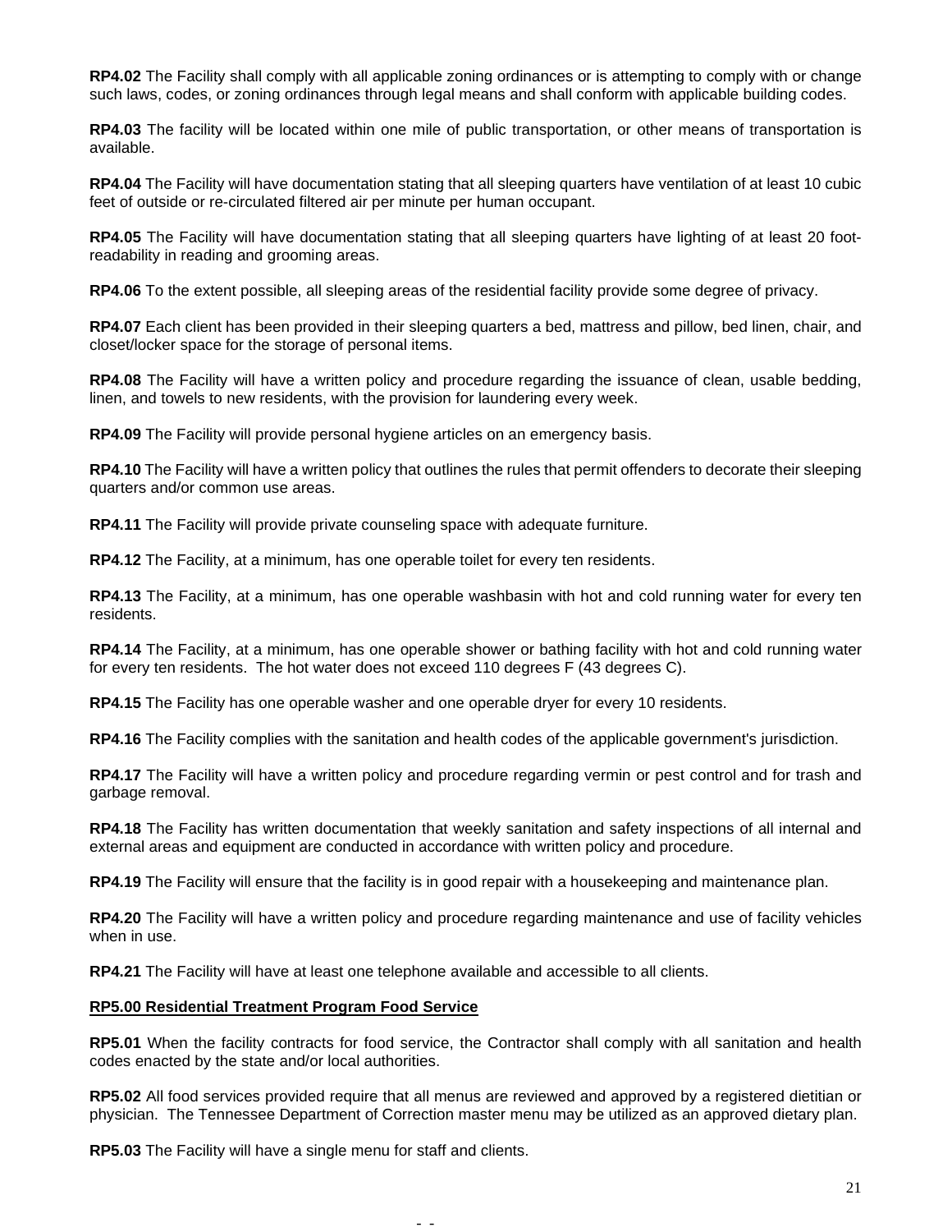**RP4.02** The Facility shall comply with all applicable zoning ordinances or is attempting to comply with or change such laws, codes, or zoning ordinances through legal means and shall conform with applicable building codes.

**RP4.03** The facility will be located within one mile of public transportation, or other means of transportation is available.

**RP4.04** The Facility will have documentation stating that all sleeping quarters have ventilation of at least 10 cubic feet of outside or re-circulated filtered air per minute per human occupant.

**RP4.05** The Facility will have documentation stating that all sleeping quarters have lighting of at least 20 foot-readability in reading and grooming areas.

**RP4.06** To the extent possible, all sleeping areas of the residential facility provide some degree of privacy.

**RP4.07** Each client has been provided in their sleeping quarters a bed, mattress and pillow, bed linen, chair, and closet/locker space for the storage of personal items.

**RP4.08** The Facility will have a written policy and procedure regarding the issuance of clean, usable bedding, linen, and towels to new residents, with the provision for laundering every week.

**RP4.09** The Facility will provide personal hygiene articles on an emergency basis.

**RP4.10** The Facility will have a written policy that outlines the rules that permit offenders to decorate their sleeping quarters and/or common use areas.

**RP4.11** The Facility will provide private counseling space with adequate furniture.

**RP4.12** The Facility, at a minimum, has one operable toilet for every ten residents.

**RP4.13** The Facility, at a minimum, has one operable washbasin with hot and cold running water for every ten residents.

**RP4.14** The Facility, at a minimum, has one operable shower or bathing facility with hot and cold running water for every ten residents. The hot water does not exceed 110 degrees F (43 degrees C).

**RP4.15** The Facility has one operable washer and one operable dryer for every 10 residents.

**RP4.16** The Facility complies with the sanitation and health codes of the applicable government's jurisdiction.

**RP4.17** The Facility will have a written policy and procedure regarding vermin or pest control and for trash and garbage removal.

**RP4.18** The Facility has written documentation that weekly sanitation and safety inspections of all internal and external areas and equipment are conducted in accordance with written policy and procedure.

**RP4.19** The Facility will ensure that the facility is in good repair with a housekeeping and maintenance plan.

**RP4.20** The Facility will have a written policy and procedure regarding maintenance and use of facility vehicles when in use.

**RP4.21** The Facility will have at least one telephone available and accessible to all clients.

**RP5.00 Residential Treatment Program Food Service**

**RP5.01** When the facility contracts for food service, the Contractor shall comply with all sanitation and health codes enacted by the state and/or local authorities.

**RP5.02** All food services provided require that all menus are reviewed and approved by a registered dietitian or physician. The Tennessee Department of Correction master menu may be utilized as an approved dietary plan.

**RP5.03** The Facility will have a single menu for staff and clients.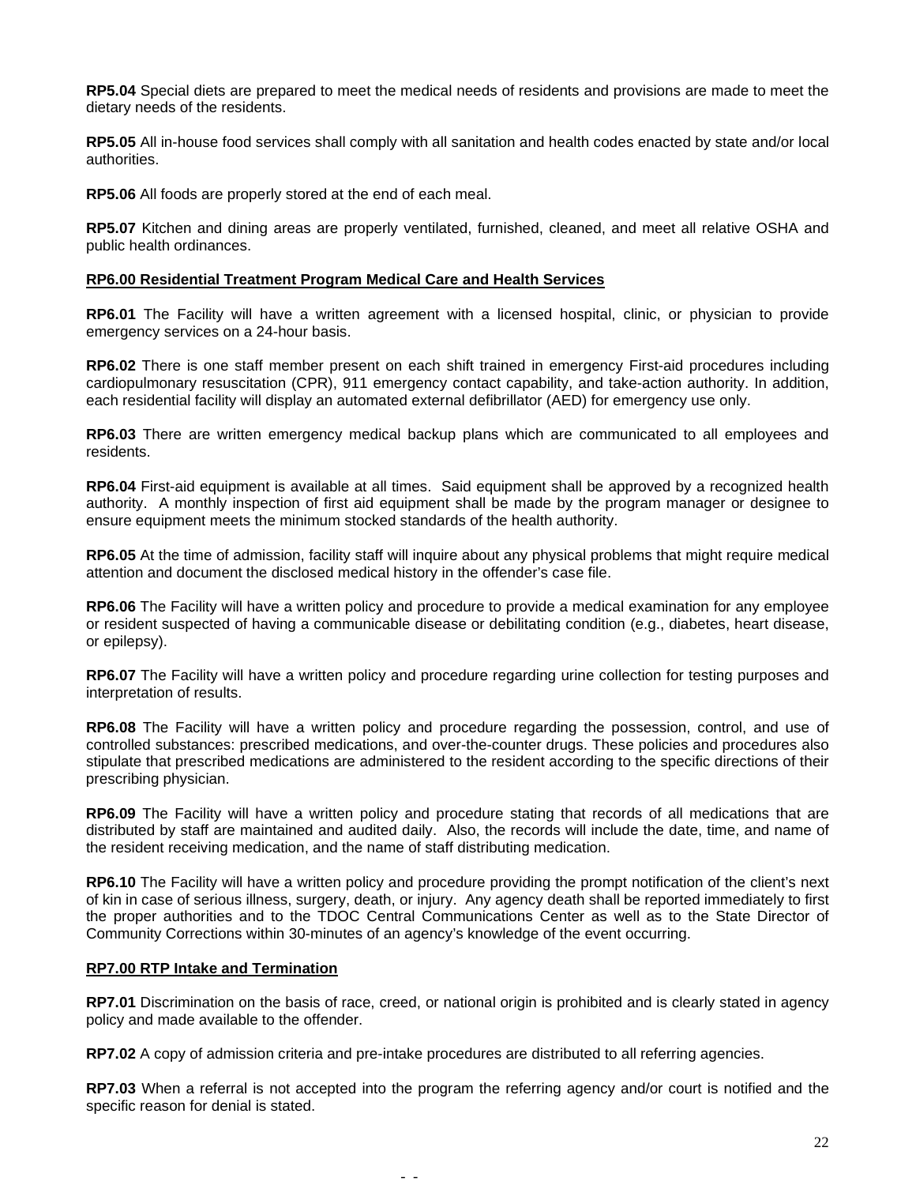**RP5.04** Special diets are prepared to meet the medical needs of residents and provisions are made to meet the dietary needs of the residents.

**RP5.05** All in-house food services shall comply with all sanitation and health codes enacted by state and/or local authorities.

**RP5.06** All foods are properly stored at the end of each meal.

**RP5.07** Kitchen and dining areas are properly ventilated, furnished, cleaned, and meet all relative OSHA and public health ordinances.

**RP6.00 Residential Treatment Program Medical Care and Health Services**

**RP6.01** The Facility will have a written agreement with a licensed hospital, clinic, or physician to provide emergency services on a 24-hour basis.

**RP6.02** There is one staff member present on each shift trained in emergency First-aid procedures including cardiopulmonary resuscitation (CPR), 911 emergency contact capability, and take-action authority. In addition, each residential facility will display an automated external defibrillator (AED) for emergency use only.

**RP6.03** There are written emergency medical backup plans which are communicated to all employees and residents.

**RP6.04** First-aid equipment is available at all times. Said equipment shall be approved by a recognized health authority. A monthly inspection of first aid equipment shall be made by the program manager or designee to ensure equipment meets the minimum stocked standards of the health authority.

**RP6.05** At the time of admission, facility staff will inquire about any physical problems that might require medical attention and document the disclosed medical history in the offender's case file.

**RP6.06** The Facility will have a written policy and procedure to provide a medical examination for any employee or resident suspected of having a communicable disease or debilitating condition (e.g., diabetes, heart disease, or epilepsy).

**RP6.07** The Facility will have a written policy and procedure regarding urine collection for testing purposes and interpretation of results.

**RP6.08** The Facility will have a written policy and procedure regarding the possession, control, and use of controlled substances: prescribed medications, and over-the-counter drugs. These policies and procedures also stipulate that prescribed medications are administered to the resident according to the specific directions of their prescribing physician.

**RP6.09** The Facility will have a written policy and procedure stating that records of all medications that are distributed by staff are maintained and audited daily. Also, the records will include the date, time, and name of the resident receiving medication, and the name of staff distributing medication.

**RP6.10** The Facility will have a written policy and procedure providing the prompt notification of the client's next of kin in case of serious illness, surgery, death, or injury. Any agency death shall be reported immediately to first the proper authorities and to the TDOC Central Communications Center as well as to the State Director of Community Corrections within 30-minutes of an agency's knowledge of the event occurring.

**RP7.00 RTP Intake and Termination**

**RP7.01** Discrimination on the basis of race, creed, or national origin is prohibited and is clearly stated in agency policy and made available to the offender.

**RP7.02** A copy of admission criteria and pre-intake procedures are distributed to all referring agencies.

**RP7.03** When a referral is not accepted into the program the referring agency and/or court is notified and the specific reason for denial is stated.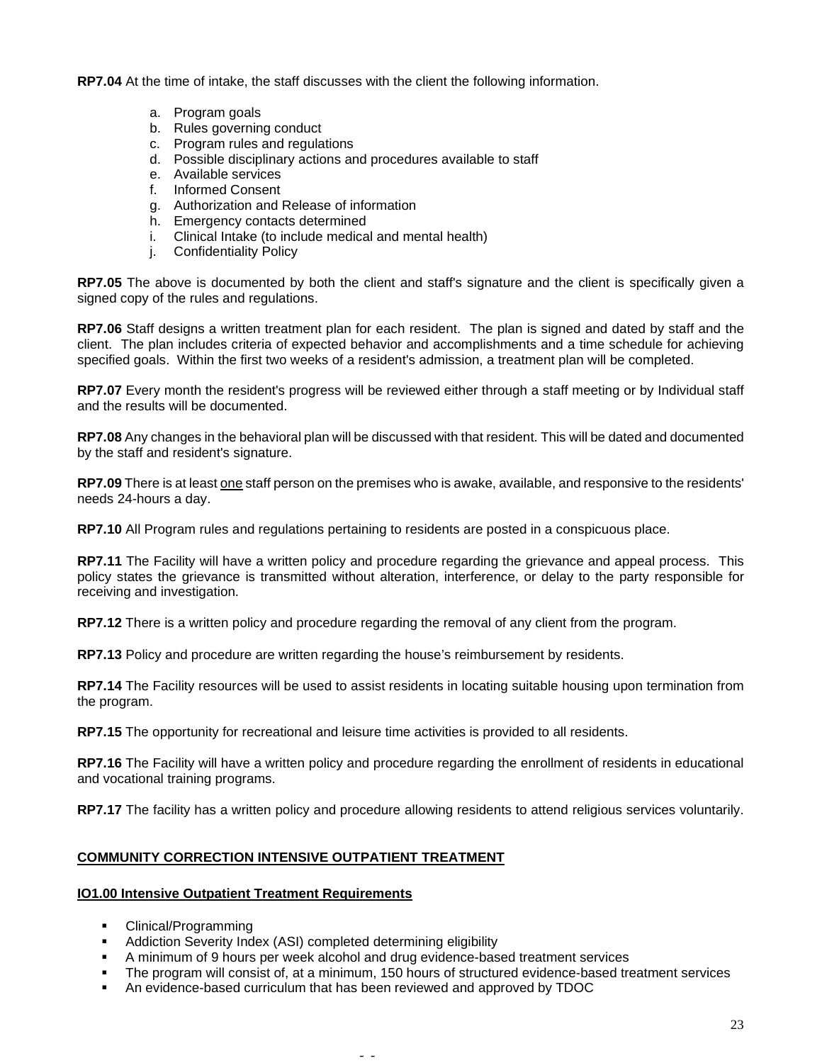**RP7.04** At the time of intake, the staff discusses with the client the following information.

a. Program goals
b. Rules governing conduct
c. Program rules and regulations
d. Possible disciplinary actions and procedures available to staff
e. Available services
f. Informed Consent
g. Authorization and Release of information
h. Emergency contacts determined
i. Clinical Intake (to include medical and mental health)
j. Confidentiality Policy

**RP7.05** The above is documented by both the client and staff's signature and the client is specifically given a signed copy of the rules and regulations.

**RP7.06** Staff designs a written treatment plan for each resident. The plan is signed and dated by staff and the client. The plan includes criteria of expected behavior and accomplishments and a time schedule for achieving specified goals. Within the first two weeks of a resident's admission, a treatment plan will be completed.

**RP7.07** Every month the resident's progress will be reviewed either through a staff meeting or by Individual staff and the results will be documented.

**RP7.08** Any changes in the behavioral plan will be discussed with that resident. This will be dated and documented by the staff and resident's signature.

**RP7.09** There is at least one staff person on the premises who is awake, available, and responsive to the residents' needs 24-hours a day.

**RP7.10** All Program rules and regulations pertaining to residents are posted in a conspicuous place.

**RP7.11** The Facility will have a written policy and procedure regarding the grievance and appeal process. This policy states the grievance is transmitted without alteration, interference, or delay to the party responsible for receiving and investigation.

**RP7.12** There is a written policy and procedure regarding the removal of any client from the program.

**RP7.13** Policy and procedure are written regarding the house's reimbursement by residents.

**RP7.14** The Facility resources will be used to assist residents in locating suitable housing upon termination from the program.

**RP7.15** The opportunity for recreational and leisure time activities is provided to all residents.

**RP7.16** The Facility will have a written policy and procedure regarding the enrollment of residents in educational and vocational training programs.

**RP7.17** The facility has a written policy and procedure allowing residents to attend religious services voluntarily.

## COMMUNITY CORRECTION INTENSIVE OUTPATIENT TREATMENT

### IO1.00 Intensive Outpatient Treatment Requirements

- Clinical/Programming
- Addiction Severity Index (ASI) completed determining eligibility
- A minimum of 9 hours per week alcohol and drug evidence-based treatment services
- The program will consist of, at a minimum, 150 hours of structured evidence-based treatment services
- An evidence-based curriculum that has been reviewed and approved by TDOC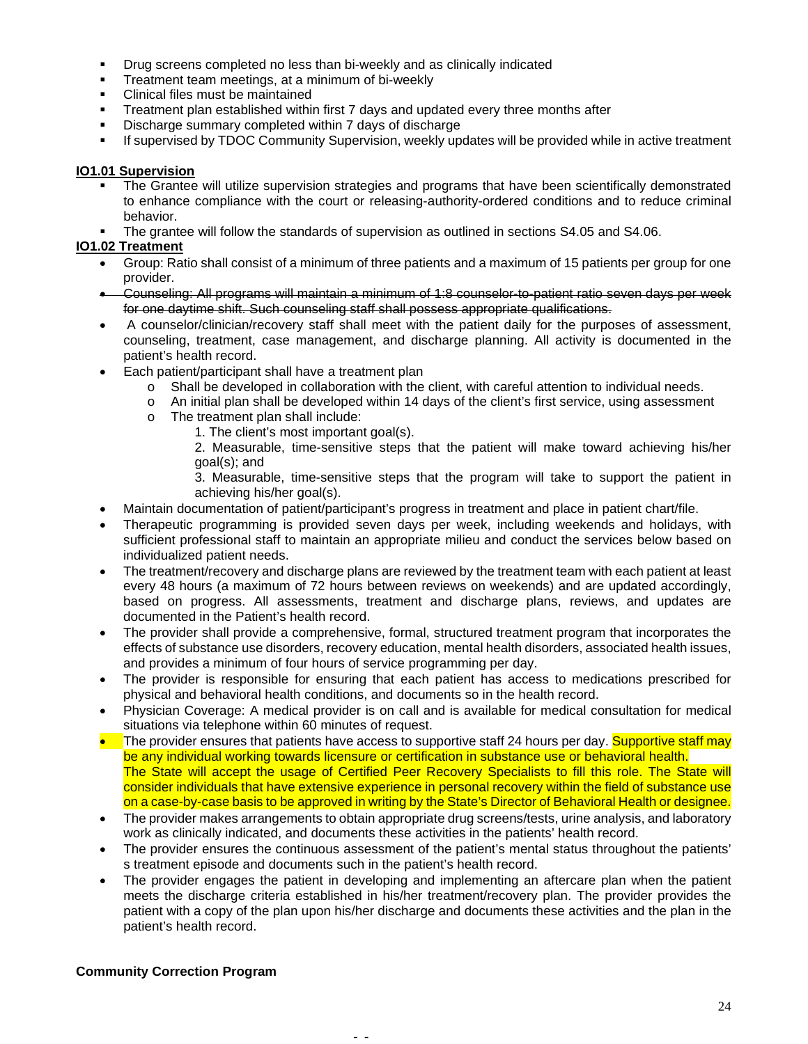- Drug screens completed no less than bi-weekly and as clinically indicated
- Treatment team meetings, at a minimum of bi-weekly
- Clinical files must be maintained
- Treatment plan established within first 7 days and updated every three months after
- Discharge summary completed within 7 days of discharge
- If supervised by TDOC Community Supervision, weekly updates will be provided while in active treatment

**IO1.01 Supervision**

- The Grantee will utilize supervision strategies and programs that have been scientifically demonstrated to enhance compliance with the court or releasing-authority-ordered conditions and to reduce criminal behavior.
- The grantee will follow the standards of supervision as outlined in sections S4.05 and S4.06.

**IO1.02 Treatment**

- Group: Ratio shall consist of a minimum of three patients and a maximum of 15 patients per group for one provider.
- ~~Counseling: All programs will maintain a minimum of 1:8 counselor-to-patient ratio seven days per week for one daytime shift. Such counseling staff shall possess appropriate qualifications.~~
- A counselor/clinician/recovery staff shall meet with the patient daily for the purposes of assessment, counseling, treatment, case management, and discharge planning. All activity is documented in the patient's health record.
- Each patient/participant shall have a treatment plan
  - Shall be developed in collaboration with the client, with careful attention to individual needs.
  - An initial plan shall be developed within 14 days of the client's first service, using assessment
  - The treatment plan shall include:
    1. The client's most important goal(s).
    2. Measurable, time-sensitive steps that the patient will make toward achieving his/her goal(s); and
    3. Measurable, time-sensitive steps that the program will take to support the patient in achieving his/her goal(s).
- Maintain documentation of patient/participant's progress in treatment and place in patient chart/file.
- Therapeutic programming is provided seven days per week, including weekends and holidays, with sufficient professional staff to maintain an appropriate milieu and conduct the services below based on individualized patient needs.
- The treatment/recovery and discharge plans are reviewed by the treatment team with each patient at least every 48 hours (a maximum of 72 hours between reviews on weekends) and are updated accordingly, based on progress. All assessments, treatment and discharge plans, reviews, and updates are documented in the Patient's health record.
- The provider shall provide a comprehensive, formal, structured treatment program that incorporates the effects of substance use disorders, recovery education, mental health disorders, associated health issues, and provides a minimum of four hours of service programming per day.
- The provider is responsible for ensuring that each patient has access to medications prescribed for physical and behavioral health conditions, and documents so in the health record.
- Physician Coverage: A medical provider is on call and is available for medical consultation for medical situations via telephone within 60 minutes of request.
- The provider ensures that patients have access to supportive staff 24 hours per day. Supportive staff may be any individual working towards licensure or certification in substance use or behavioral health. The State will accept the usage of Certified Peer Recovery Specialists to fill this role. The State will consider individuals that have extensive experience in personal recovery within the field of substance use on a case-by-case basis to be approved in writing by the State's Director of Behavioral Health or designee.
- The provider makes arrangements to obtain appropriate drug screens/tests, urine analysis, and laboratory work as clinically indicated, and documents these activities in the patients' health record.
- The provider ensures the continuous assessment of the patient's mental status throughout the patients' s treatment episode and documents such in the patient's health record.
- The provider engages the patient in developing and implementing an aftercare plan when the patient meets the discharge criteria established in his/her treatment/recovery plan. The provider provides the patient with a copy of the plan upon his/her discharge and documents these activities and the plan in the patient's health record.

**Community Correction Program**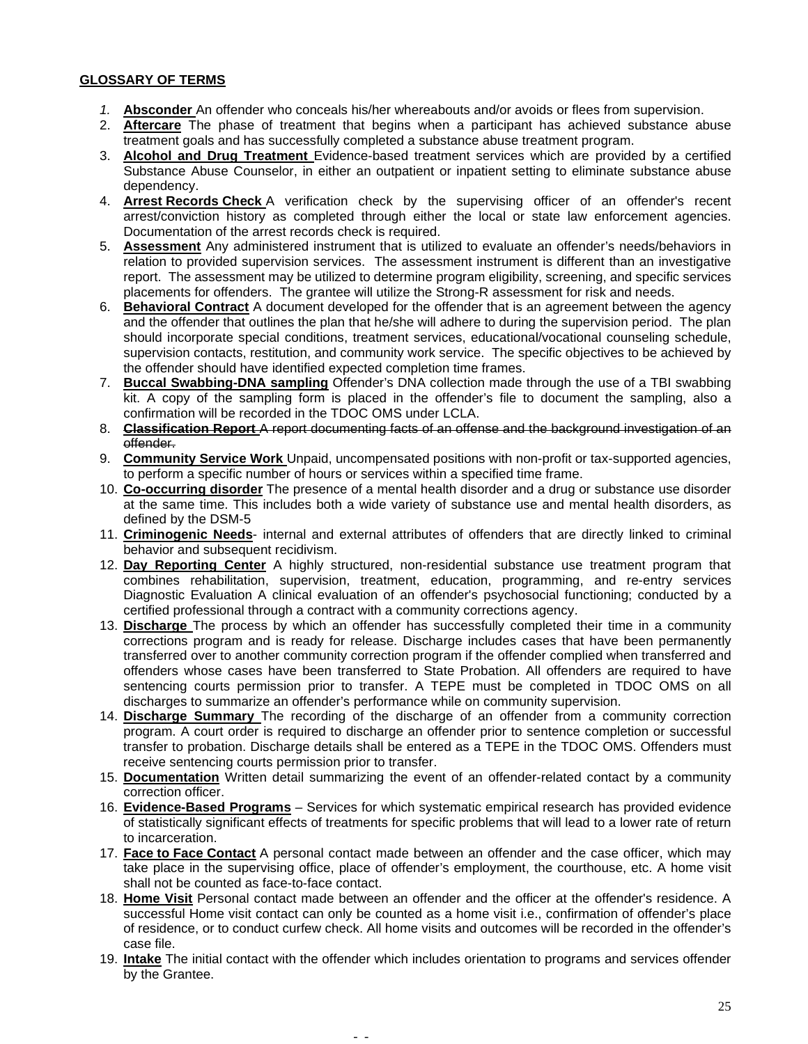**GLOSSARY OF TERMS**

1. **Absconder** An offender who conceals his/her whereabouts and/or avoids or flees from supervision.
2. **Aftercare** The phase of treatment that begins when a participant has achieved substance abuse treatment goals and has successfully completed a substance abuse treatment program.
3. **Alcohol and Drug Treatment** Evidence-based treatment services which are provided by a certified Substance Abuse Counselor, in either an outpatient or inpatient setting to eliminate substance abuse dependency.
4. **Arrest Records Check** A verification check by the supervising officer of an offender's recent arrest/conviction history as completed through either the local or state law enforcement agencies. Documentation of the arrest records check is required.
5. **Assessment** Any administered instrument that is utilized to evaluate an offender's needs/behaviors in relation to provided supervision services. The assessment instrument is different than an investigative report. The assessment may be utilized to determine program eligibility, screening, and specific services placements for offenders. The grantee will utilize the Strong-R assessment for risk and needs.
6. **Behavioral Contract** A document developed for the offender that is an agreement between the agency and the offender that outlines the plan that he/she will adhere to during the supervision period. The plan should incorporate special conditions, treatment services, educational/vocational counseling schedule, supervision contacts, restitution, and community work service. The specific objectives to be achieved by the offender should have identified expected completion time frames.
7. **Buccal Swabbing-DNA sampling** Offender's DNA collection made through the use of a TBI swabbing kit. A copy of the sampling form is placed in the offender's file to document the sampling, also a confirmation will be recorded in the TDOC OMS under LCLA.
8. ~~**Classification Report** A report documenting facts of an offense and the background investigation of an offender.~~
9. **Community Service Work** Unpaid, uncompensated positions with non-profit or tax-supported agencies, to perform a specific number of hours or services within a specified time frame.
10. **Co-occurring disorder** The presence of a mental health disorder and a drug or substance use disorder at the same time. This includes both a wide variety of substance use and mental health disorders, as defined by the DSM-5
11. **Criminogenic Needs**- internal and external attributes of offenders that are directly linked to criminal behavior and subsequent recidivism.
12. **Day Reporting Center** A highly structured, non-residential substance use treatment program that combines rehabilitation, supervision, treatment, education, programming, and re-entry services Diagnostic Evaluation A clinical evaluation of an offender's psychosocial functioning; conducted by a certified professional through a contract with a community corrections agency.
13. **Discharge** The process by which an offender has successfully completed their time in a community corrections program and is ready for release. Discharge includes cases that have been permanently transferred over to another community correction program if the offender complied when transferred and offenders whose cases have been transferred to State Probation. All offenders are required to have sentencing courts permission prior to transfer. A TEPE must be completed in TDOC OMS on all discharges to summarize an offender's performance while on community supervision.
14. **Discharge Summary** The recording of the discharge of an offender from a community correction program. A court order is required to discharge an offender prior to sentence completion or successful transfer to probation. Discharge details shall be entered as a TEPE in the TDOC OMS. Offenders must receive sentencing courts permission prior to transfer.
15. **Documentation** Written detail summarizing the event of an offender-related contact by a community correction officer.
16. **Evidence-Based Programs** – Services for which systematic empirical research has provided evidence of statistically significant effects of treatments for specific problems that will lead to a lower rate of return to incarceration.
17. **Face to Face Contact** A personal contact made between an offender and the case officer, which may take place in the supervising office, place of offender's employment, the courthouse, etc. A home visit shall not be counted as face-to-face contact.
18. **Home Visit** Personal contact made between an offender and the officer at the offender's residence. A successful Home visit contact can only be counted as a home visit i.e., confirmation of offender's place of residence, or to conduct curfew check. All home visits and outcomes will be recorded in the offender's case file.
19. **Intake** The initial contact with the offender which includes orientation to programs and services offender by the Grantee.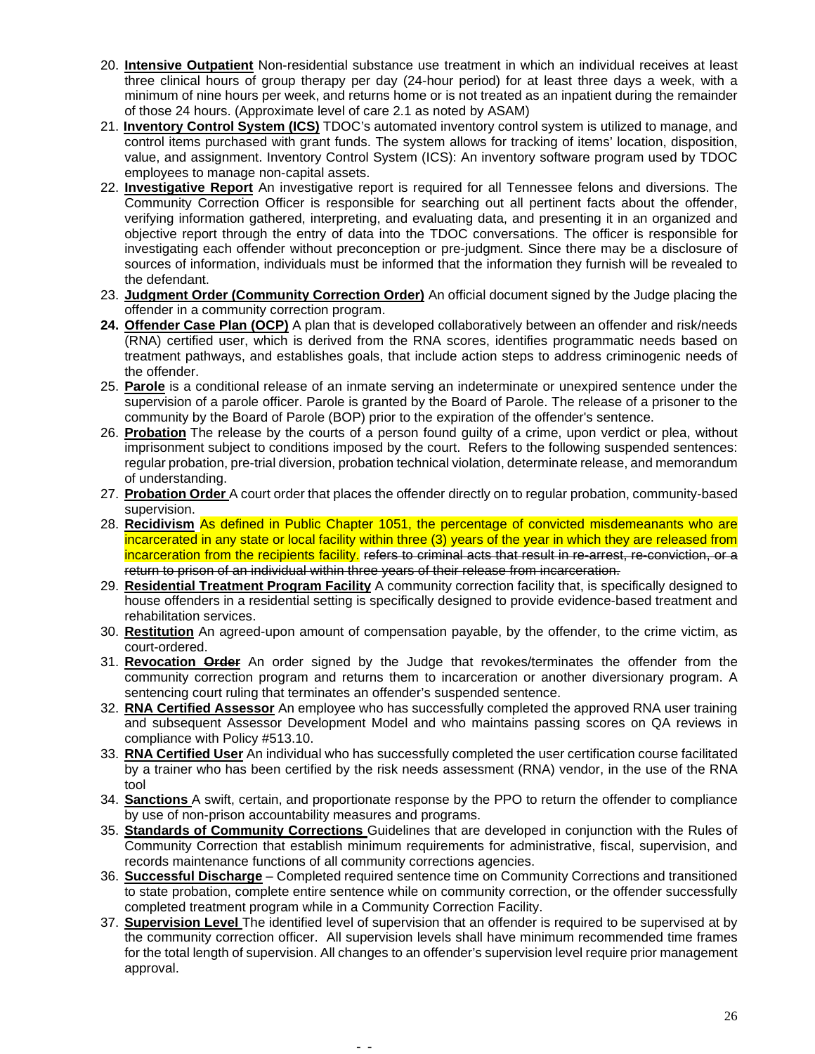20. **Intensive Outpatient** Non-residential substance use treatment in which an individual receives at least three clinical hours of group therapy per day (24-hour period) for at least three days a week, with a minimum of nine hours per week, and returns home or is not treated as an inpatient during the remainder of those 24 hours. (Approximate level of care 2.1 as noted by ASAM)
21. **Inventory Control System (ICS)** TDOC's automated inventory control system is utilized to manage, and control items purchased with grant funds. The system allows for tracking of items' location, disposition, value, and assignment. Inventory Control System (ICS): An inventory software program used by TDOC employees to manage non-capital assets.
22. **Investigative Report** An investigative report is required for all Tennessee felons and diversions. The Community Correction Officer is responsible for searching out all pertinent facts about the offender, verifying information gathered, interpreting, and evaluating data, and presenting it in an organized and objective report through the entry of data into the TDOC conversations. The officer is responsible for investigating each offender without preconception or pre-judgment. Since there may be a disclosure of sources of information, individuals must be informed that the information they furnish will be revealed to the defendant.
23. **Judgment Order (Community Correction Order)** An official document signed by the Judge placing the offender in a community correction program.
24. **Offender Case Plan (OCP)** A plan that is developed collaboratively between an offender and risk/needs (RNA) certified user, which is derived from the RNA scores, identifies programmatic needs based on treatment pathways, and establishes goals, that include action steps to address criminogenic needs of the offender.
25. **Parole** is a conditional release of an inmate serving an indeterminate or unexpired sentence under the supervision of a parole officer. Parole is granted by the Board of Parole. The release of a prisoner to the community by the Board of Parole (BOP) prior to the expiration of the offender's sentence.
26. **Probation** The release by the courts of a person found guilty of a crime, upon verdict or plea, without imprisonment subject to conditions imposed by the court. Refers to the following suspended sentences: regular probation, pre-trial diversion, probation technical violation, determinate release, and memorandum of understanding.
27. **Probation Order** A court order that places the offender directly on to regular probation, community-based supervision.
28. **Recidivism** As defined in Public Chapter 1051, the percentage of convicted misdemeanants who are incarcerated in any state or local facility within three (3) years of the year in which they are released from incarceration from the recipients facility. ~~refers to criminal acts that result in re-arrest, re-conviction, or a return to prison of an individual within three years of their release from incarceration.~~
29. **Residential Treatment Program Facility** A community correction facility that, is specifically designed to house offenders in a residential setting is specifically designed to provide evidence-based treatment and rehabilitation services.
30. **Restitution** An agreed-upon amount of compensation payable, by the offender, to the crime victim, as court-ordered.
31. **Revocation ~~Order~~** An order signed by the Judge that revokes/terminates the offender from the community correction program and returns them to incarceration or another diversionary program. A sentencing court ruling that terminates an offender's suspended sentence.
32. **RNA Certified Assessor** An employee who has successfully completed the approved RNA user training and subsequent Assessor Development Model and who maintains passing scores on QA reviews in compliance with Policy #513.10.
33. **RNA Certified User** An individual who has successfully completed the user certification course facilitated by a trainer who has been certified by the risk needs assessment (RNA) vendor, in the use of the RNA tool
34. **Sanctions** A swift, certain, and proportionate response by the PPO to return the offender to compliance by use of non-prison accountability measures and programs.
35. **Standards of Community Corrections** Guidelines that are developed in conjunction with the Rules of Community Correction that establish minimum requirements for administrative, fiscal, supervision, and records maintenance functions of all community corrections agencies.
36. **Successful Discharge** – Completed required sentence time on Community Corrections and transitioned to state probation, complete entire sentence while on community correction, or the offender successfully completed treatment program while in a Community Correction Facility.
37. **Supervision Level** The identified level of supervision that an offender is required to be supervised at by the community correction officer. All supervision levels shall have minimum recommended time frames for the total length of supervision. All changes to an offender's supervision level require prior management approval.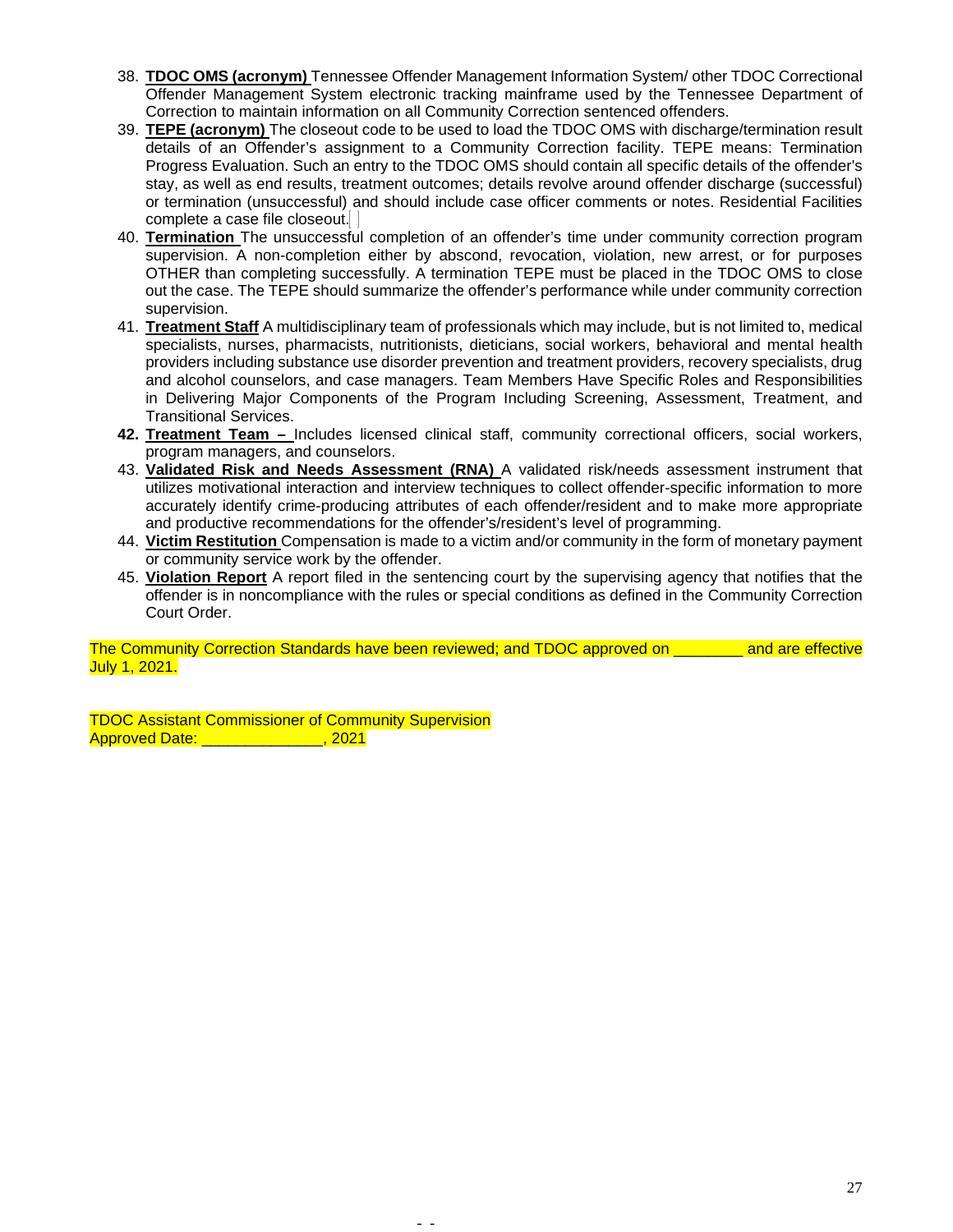38. **TDOC OMS (acronym)** Tennessee Offender Management Information System/ other TDOC Correctional Offender Management System electronic tracking mainframe used by the Tennessee Department of Correction to maintain information on all Community Correction sentenced offenders.
39. **TEPE (acronym)** The closeout code to be used to load the TDOC OMS with discharge/termination result details of an Offender's assignment to a Community Correction facility. TEPE means: Termination Progress Evaluation. Such an entry to the TDOC OMS should contain all specific details of the offender's stay, as well as end results, treatment outcomes; details revolve around offender discharge (successful) or termination (unsuccessful) and should include case officer comments or notes. Residential Facilities complete a case file closeout.
40. **Termination** The unsuccessful completion of an offender's time under community correction program supervision. A non-completion either by abscond, revocation, violation, new arrest, or for purposes OTHER than completing successfully. A termination TEPE must be placed in the TDOC OMS to close out the case. The TEPE should summarize the offender's performance while under community correction supervision.
41. **Treatment Staff** A multidisciplinary team of professionals which may include, but is not limited to, medical specialists, nurses, pharmacists, nutritionists, dieticians, social workers, behavioral and mental health providers including substance use disorder prevention and treatment providers, recovery specialists, drug and alcohol counselors, and case managers. Team Members Have Specific Roles and Responsibilities in Delivering Major Components of the Program Including Screening, Assessment, Treatment, and Transitional Services.
42. **Treatment Team –** Includes licensed clinical staff, community correctional officers, social workers, program managers, and counselors.
43. **Validated Risk and Needs Assessment (RNA)** A validated risk/needs assessment instrument that utilizes motivational interaction and interview techniques to collect offender-specific information to more accurately identify crime-producing attributes of each offender/resident and to make more appropriate and productive recommendations for the offender's/resident's level of programming.
44. **Victim Restitution** Compensation is made to a victim and/or community in the form of monetary payment or community service work by the offender.
45. **Violation Report** A report filed in the sentencing court by the supervising agency that notifies that the offender is in noncompliance with the rules or special conditions as defined in the Community Correction Court Order.

The Community Correction Standards have been reviewed; and TDOC approved on ________ and are effective July 1, 2021.

TDOC Assistant Commissioner of Community Supervision
Approved Date: ______________, 2021